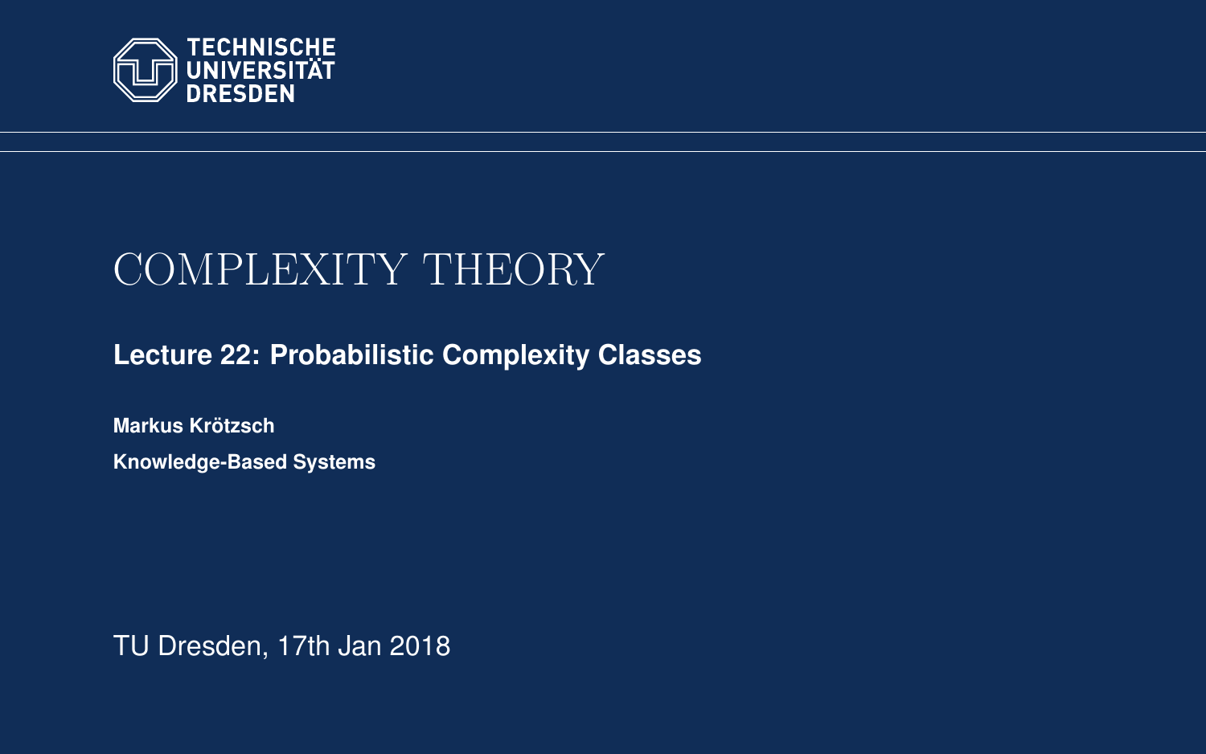TECHNISCHE UNIVERSITÄT DRESDEN

# COMPLEXITY THEORY

## Lecture 22: Probabilistic Complexity Classes

**Markus Krötzsch**

**Knowledge-Based Systems**

TU Dresden, 17th Jan 2018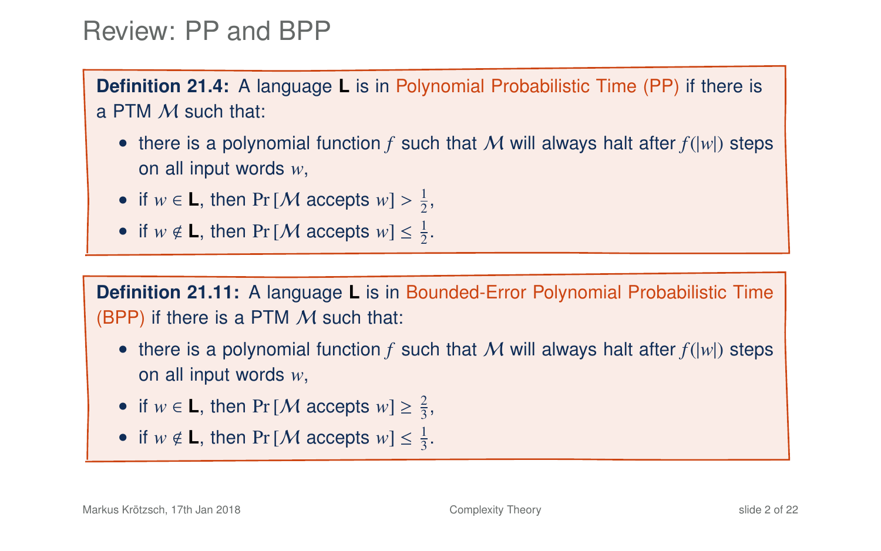# Review: PP and BPP

**Definition 21.4:** A language **L** is in Polynomial Probabilistic Time (PP) if there is a PTM $\mathcal{M}$ such that:

- there is a polynomial function $f$ such that $\mathcal{M}$ will always halt after $f(|w|)$ steps on all input words $w$,
- if $w \in \mathbf{L}$, then $\Pr[\mathcal{M} \text{ accepts } w] > \frac{1}{2}$,
- if $w \notin \mathbf{L}$, then $\Pr[\mathcal{M} \text{ accepts } w] \leq \frac{1}{2}$.

**Definition 21.11:** A language **L** is in Bounded-Error Polynomial Probabilistic Time (BPP) if there is a PTM $\mathcal{M}$ such that:

- there is a polynomial function $f$ such that $\mathcal{M}$ will always halt after $f(|w|)$ steps on all input words $w$,
- if $w \in \mathbf{L}$, then $\Pr[\mathcal{M} \text{ accepts } w] \geq \frac{2}{3}$,
- if $w \notin \mathbf{L}$, then $\Pr[\mathcal{M} \text{ accepts } w] \leq \frac{1}{3}$.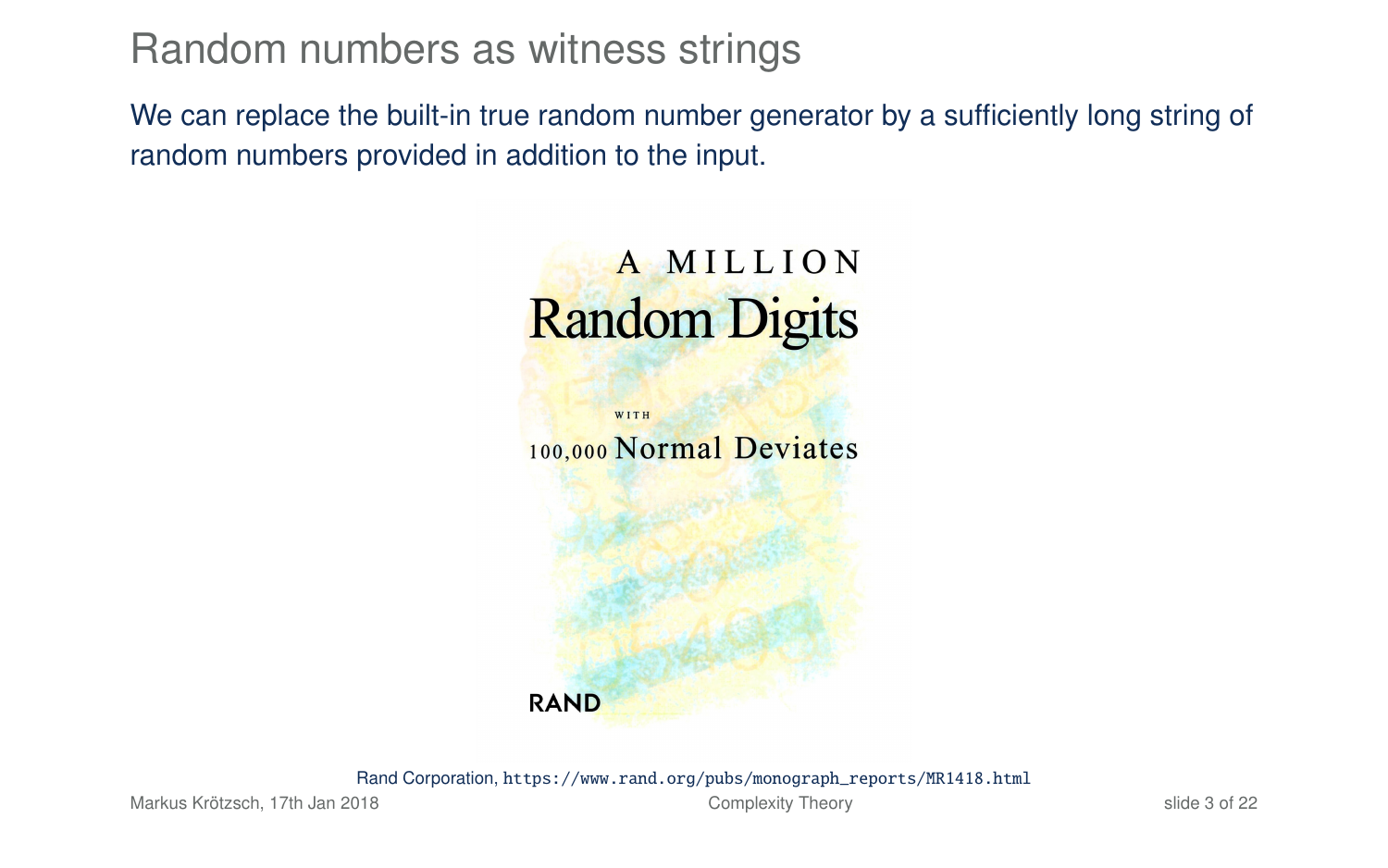# Random numbers as witness strings

We can replace the built-in true random number generator by a sufficiently long string of random numbers provided in addition to the input.

A MILLION
Random Digits
WITH
100,000 Normal Deviates
RAND

Rand Corporation, https://www.rand.org/pubs/monograph_reports/MR1418.html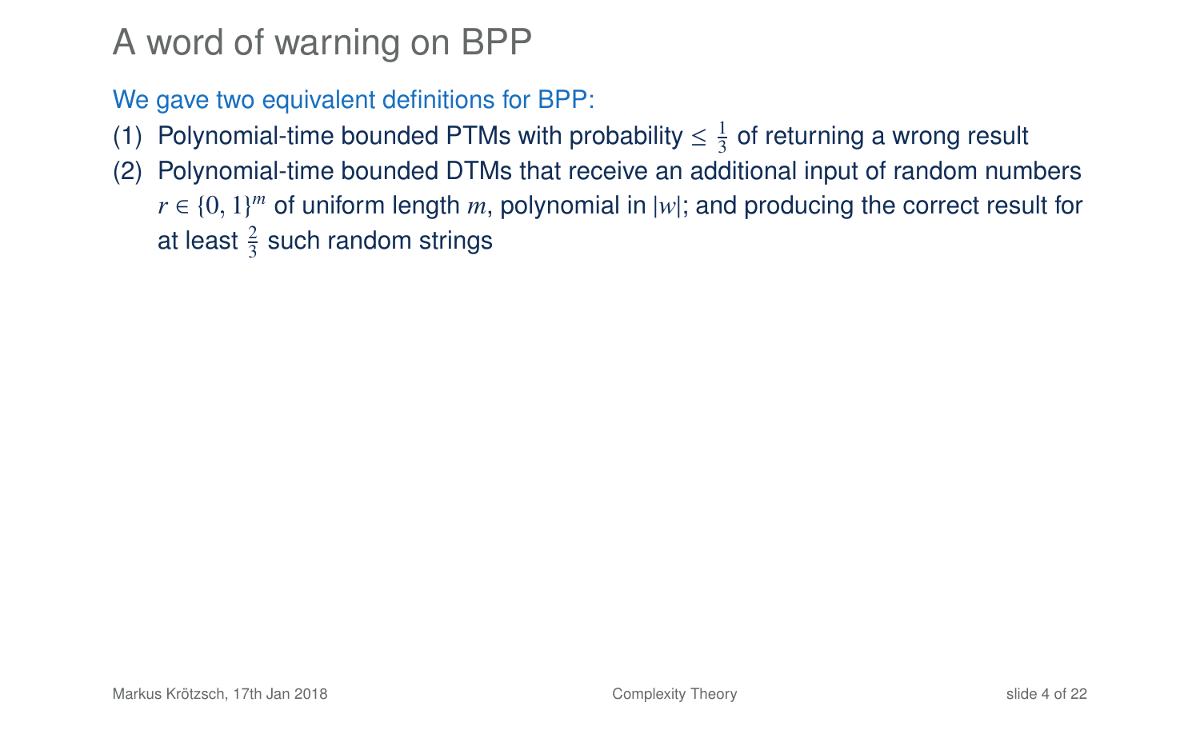# A word of warning on BPP

We gave two equivalent definitions for BPP:

(1) Polynomial-time bounded PTMs with probability $\leq \frac{1}{3}$ of returning a wrong result

(2) Polynomial-time bounded DTMs that receive an additional input of random numbers $r \in \{0, 1\}^m$ of uniform length $m$, polynomial in $|w|$; and producing the correct result for at least $\frac{2}{3}$ such random strings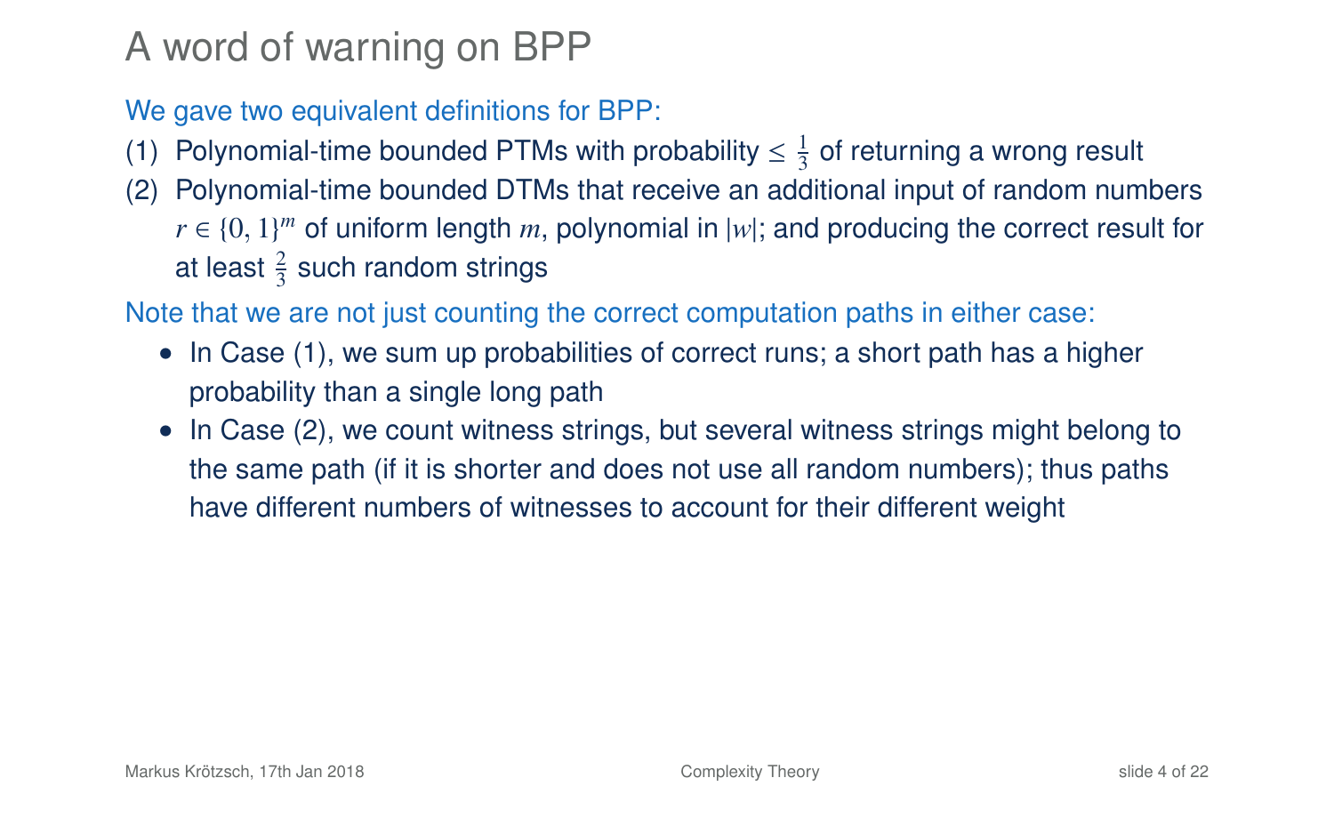# A word of warning on BPP

We gave two equivalent definitions for BPP:

(1) Polynomial-time bounded PTMs with probability $\leq \frac{1}{3}$ of returning a wrong result

(2) Polynomial-time bounded DTMs that receive an additional input of random numbers $r \in \{0, 1\}^m$ of uniform length $m$, polynomial in $|w|$; and producing the correct result for at least $\frac{2}{3}$ such random strings

Note that we are not just counting the correct computation paths in either case:

- In Case (1), we sum up probabilities of correct runs; a short path has a higher probability than a single long path
- In Case (2), we count witness strings, but several witness strings might belong to the same path (if it is shorter and does not use all random numbers); thus paths have different numbers of witnesses to account for their different weight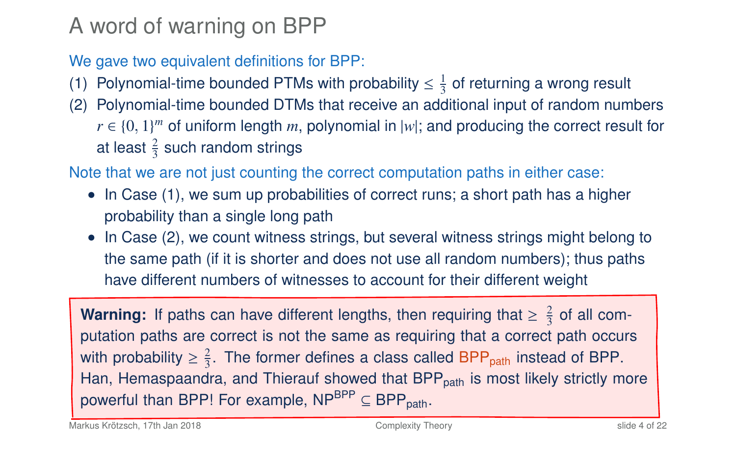# A word of warning on BPP

We gave two equivalent definitions for BPP:

1. Polynomial-time bounded PTMs with probability $\leq \frac{1}{3}$ of returning a wrong result
2. Polynomial-time bounded DTMs that receive an additional input of random numbers $r \in \{0, 1\}^m$ of uniform length $m$, polynomial in $|w|$; and producing the correct result for at least $\frac{2}{3}$ such random strings

Note that we are not just counting the correct computation paths in either case:

- In Case (1), we sum up probabilities of correct runs; a short path has a higher probability than a single long path
- In Case (2), we count witness strings, but several witness strings might belong to the same path (if it is shorter and does not use all random numbers); thus paths have different numbers of witnesses to account for their different weight

**Warning:** If paths can have different lengths, then requiring that $\geq \frac{2}{3}$ of all computation paths are correct is not the same as requiring that a correct path occurs with probability $\geq \frac{2}{3}$. The former defines a class called $\text{BPP}_{\text{path}}$ instead of BPP. Han, Hemaspaandra, and Thierauf showed that $\text{BPP}_{\text{path}}$ is most likely strictly more powerful than BPP! For example, $\text{NP}^{\text{BPP}} \subseteq \text{BPP}_{\text{path}}$.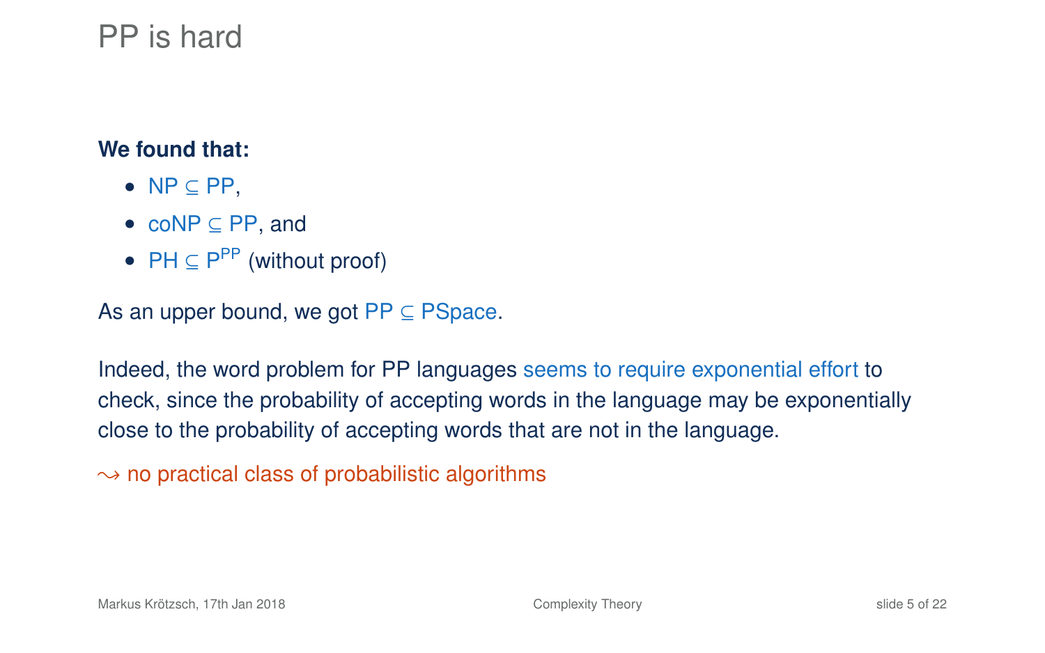# PP is hard

**We found that:**

- NP $\subseteq$ PP,
- coNP $\subseteq$ PP, and
- PH $\subseteq$ $\mathrm{P}^{\mathrm{PP}}$ (without proof)

As an upper bound, we got PP $\subseteq$ PSpace.

Indeed, the word problem for PP languages seems to require exponential effort to check, since the probability of accepting words in the language may be exponentially close to the probability of accepting words that are not in the language.

$\leadsto$ no practical class of probabilistic algorithms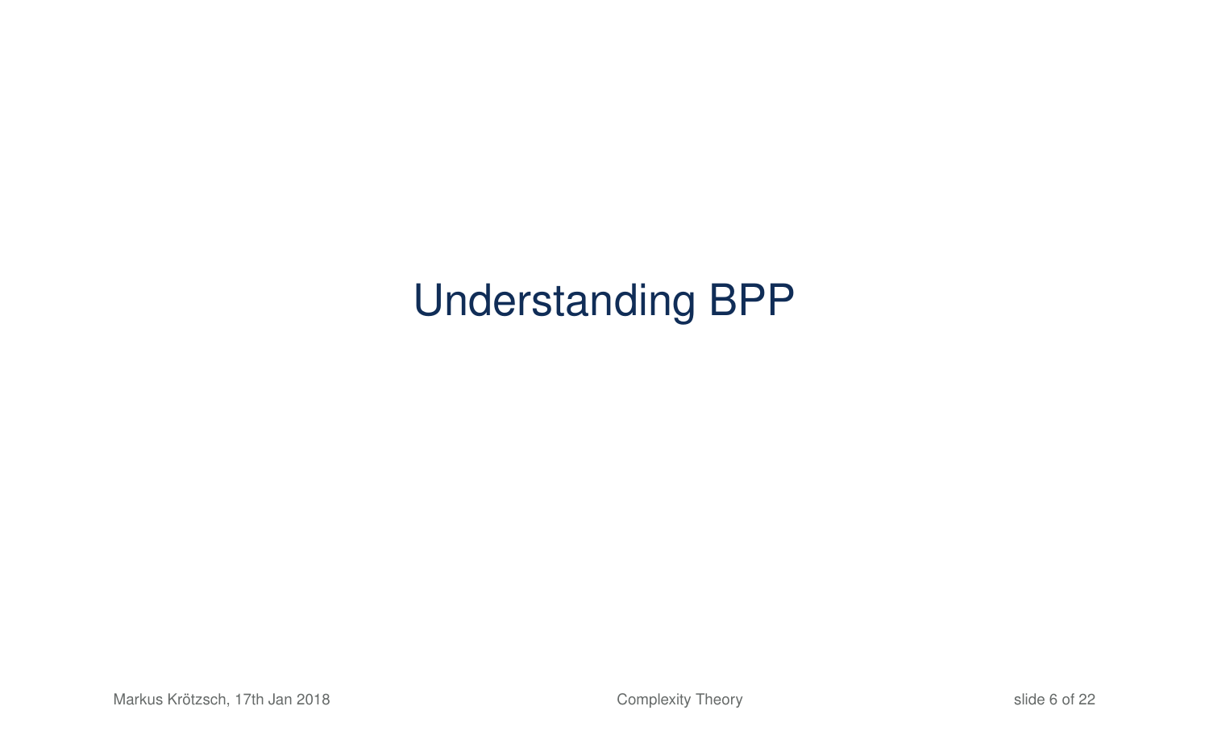# Understanding BPP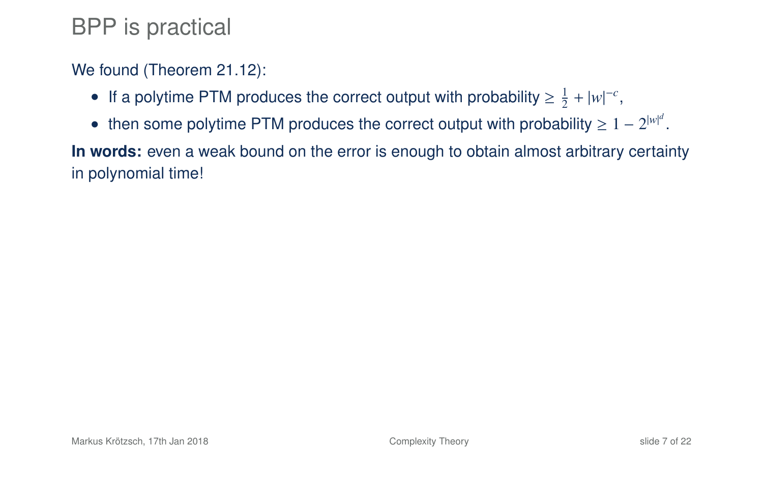# BPP is practical

We found (Theorem 21.12):

- If a polytime PTM produces the correct output with probability $\geq \frac{1}{2} + |w|^{-c}$,
- then some polytime PTM produces the correct output with probability $\geq 1 - 2^{|w|^d}$.

**In words:** even a weak bound on the error is enough to obtain almost arbitrary certainty in polynomial time!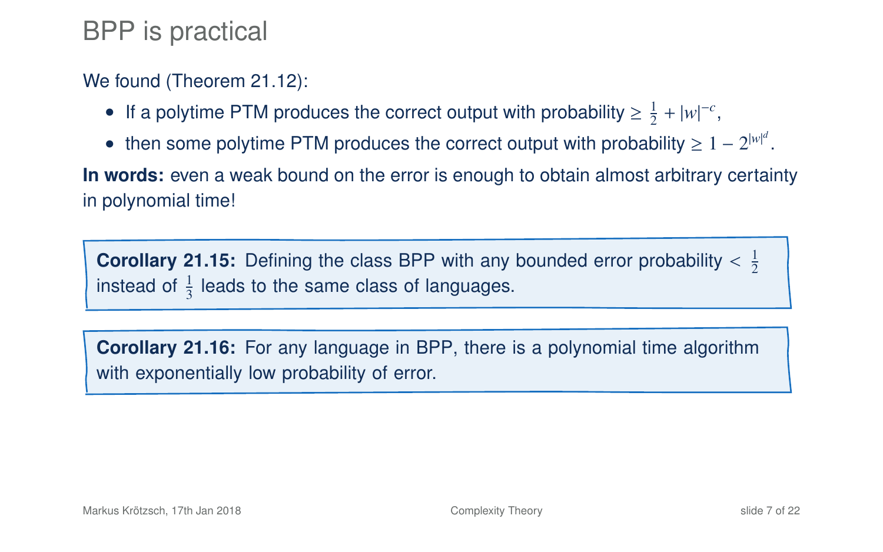# BPP is practical

We found (Theorem 21.12):

- If a polytime PTM produces the correct output with probability $\geq \frac{1}{2} + |w|^{-c}$,
- then some polytime PTM produces the correct output with probability $\geq 1 - 2^{|w|^d}$.

**In words:** even a weak bound on the error is enough to obtain almost arbitrary certainty in polynomial time!

**Corollary 21.15:** Defining the class BPP with any bounded error probability $< \frac{1}{2}$ instead of $\frac{1}{3}$ leads to the same class of languages.

**Corollary 21.16:** For any language in BPP, there is a polynomial time algorithm with exponentially low probability of error.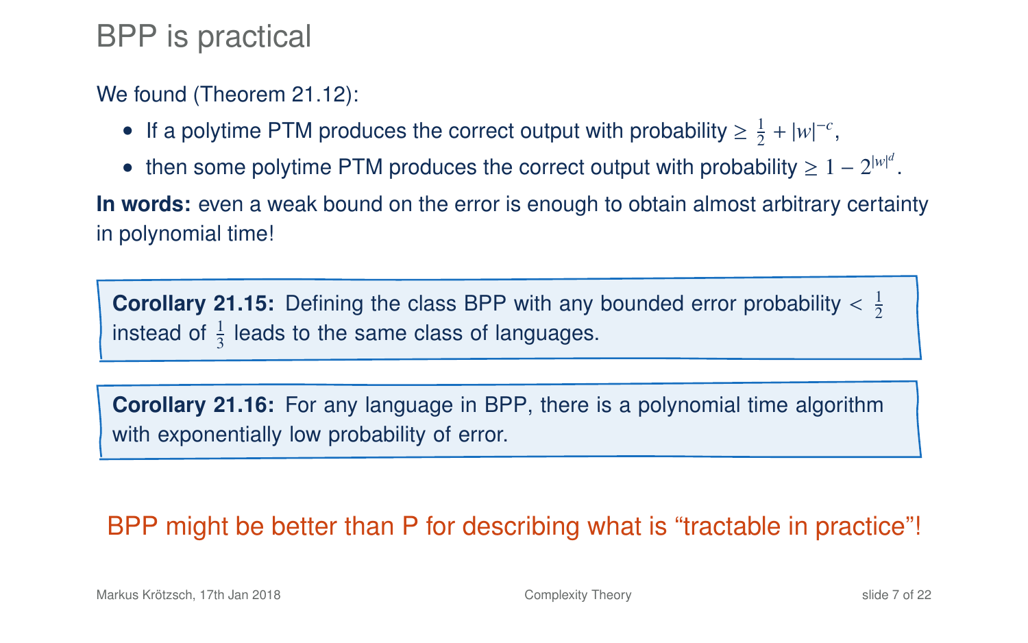# BPP is practical

We found (Theorem 21.12):

- If a polytime PTM produces the correct output with probability $\geq \frac{1}{2} + |w|^{-c}$,
- then some polytime PTM produces the correct output with probability $\geq 1 - 2^{|w|^d}$.

**In words:** even a weak bound on the error is enough to obtain almost arbitrary certainty in polynomial time!

**Corollary 21.15:** Defining the class BPP with any bounded error probability $< \frac{1}{2}$ instead of $\frac{1}{3}$ leads to the same class of languages.

**Corollary 21.16:** For any language in BPP, there is a polynomial time algorithm with exponentially low probability of error.

BPP might be better than P for describing what is “tractable in practice”!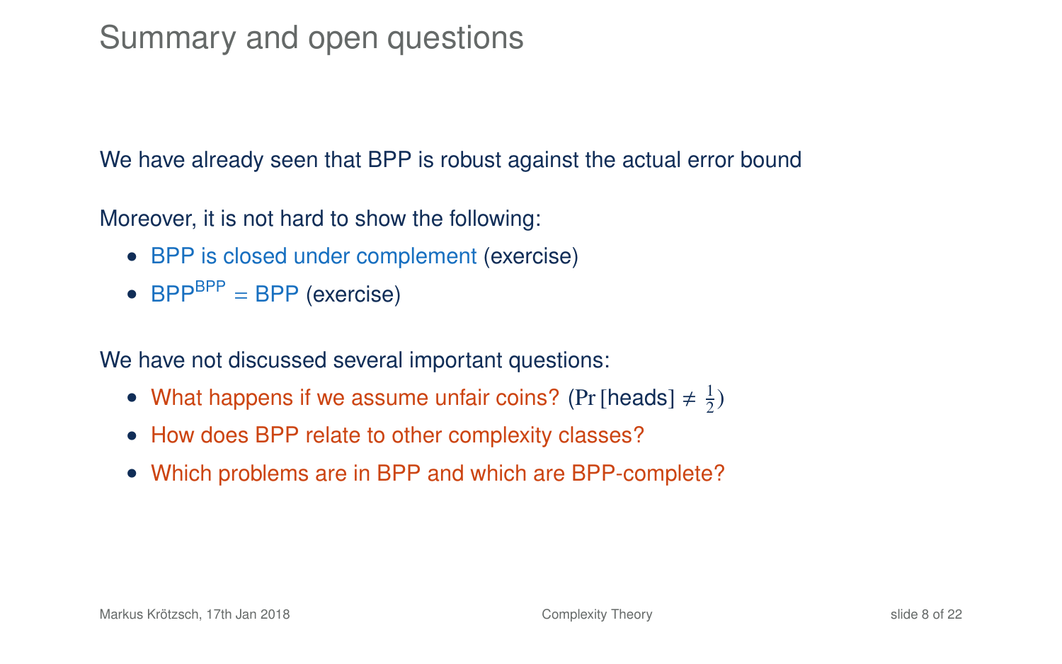# Summary and open questions

We have already seen that BPP is robust against the actual error bound

Moreover, it is not hard to show the following:

- BPP is closed under complement (exercise)
- $\text{BPP}^{\text{BPP}} = \text{BPP}$ (exercise)

We have not discussed several important questions:

- What happens if we assume unfair coins? ($\Pr[\text{heads}] \neq \frac{1}{2}$)
- How does BPP relate to other complexity classes?
- Which problems are in BPP and which are BPP-complete?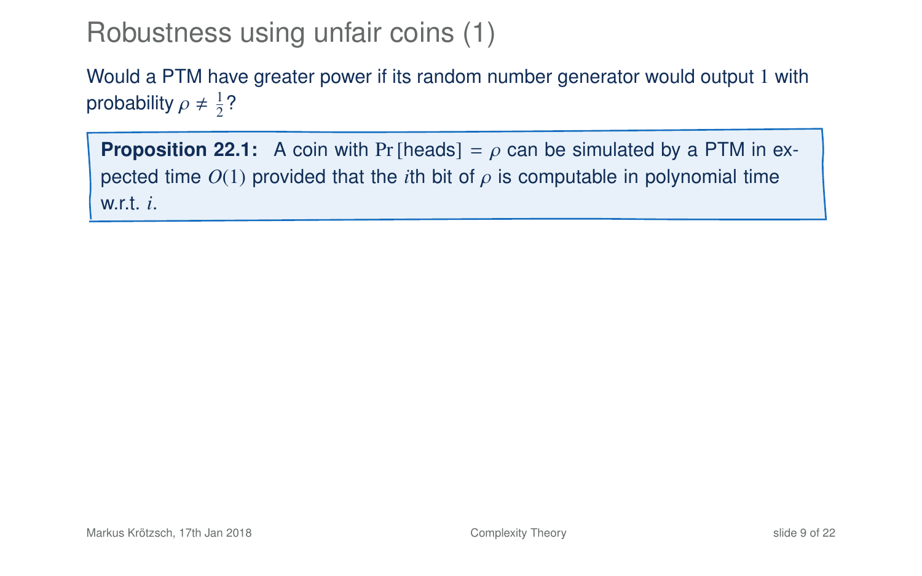# Robustness using unfair coins (1)

Would a PTM have greater power if its random number generator would output $1$ with probability $\rho \neq \frac{1}{2}$?

**Proposition 22.1:** A coin with $\Pr[\text{heads}] = \rho$ can be simulated by a PTM in expected time $O(1)$ provided that the $i$th bit of $\rho$ is computable in polynomial time w.r.t. $i$.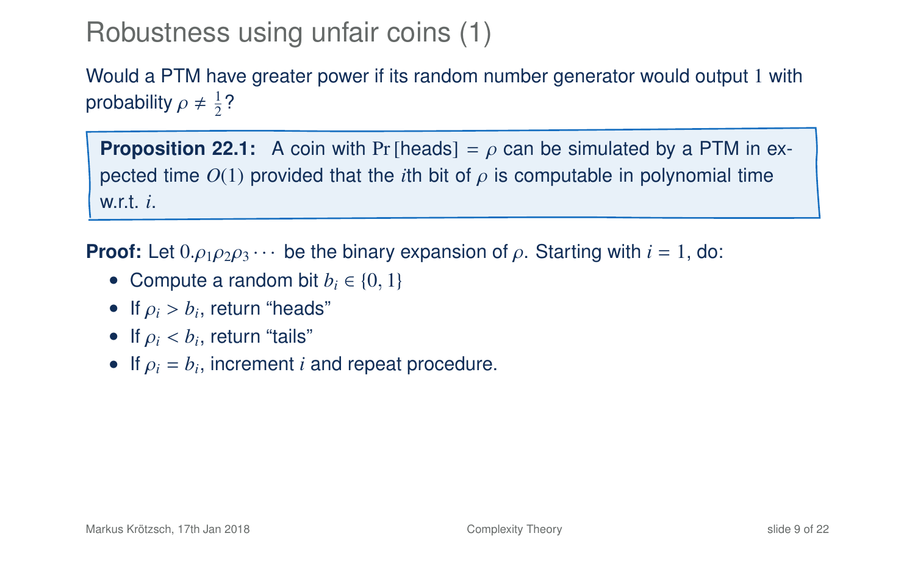# Robustness using unfair coins (1)

Would a PTM have greater power if its random number generator would output $1$ with probability $\rho \neq \frac{1}{2}$?

**Proposition 22.1:** A coin with $\Pr[\text{heads}] = \rho$ can be simulated by a PTM in expected time $O(1)$ provided that the $i$th bit of $\rho$ is computable in polynomial time w.r.t. $i$.

**Proof:** Let $0.\rho_1\rho_2\rho_3\cdots$ be the binary expansion of $\rho$. Starting with $i = 1$, do:

- Compute a random bit $b_i \in \{0, 1\}$
- If $\rho_i > b_i$, return "heads"
- If $\rho_i < b_i$, return "tails"
- If $\rho_i = b_i$, increment $i$ and repeat procedure.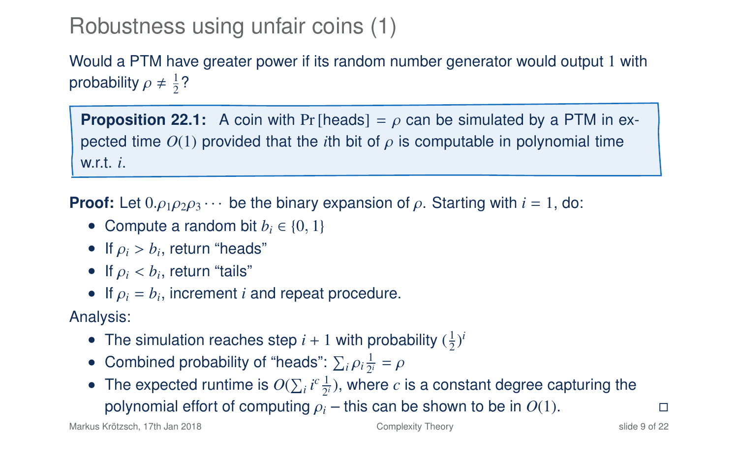# Robustness using unfair coins (1)

Would a PTM have greater power if its random number generator would output $1$ with probability $\rho \neq \frac{1}{2}$?

> **Proposition 22.1:** A coin with $\Pr[\text{heads}] = \rho$ can be simulated by a PTM in expected time $O(1)$ provided that the $i$th bit of $\rho$ is computable in polynomial time w.r.t. $i$.

**Proof:** Let $0.\rho_1\rho_2\rho_3\cdots$ be the binary expansion of $\rho$. Starting with $i = 1$, do:

- Compute a random bit $b_i \in \{0, 1\}$
- If $\rho_i > b_i$, return "heads"
- If $\rho_i < b_i$, return "tails"
- If $\rho_i = b_i$, increment $i$ and repeat procedure.

Analysis:

- The simulation reaches step $i + 1$ with probability $(\frac{1}{2})^i$
- Combined probability of "heads": $\sum_i \rho_i \frac{1}{2^i} = \rho$
- The expected runtime is $O(\sum_i i^c \frac{1}{2^i})$, where $c$ is a constant degree capturing the polynomial effort of computing $\rho_i$ – this can be shown to be in $O(1)$. □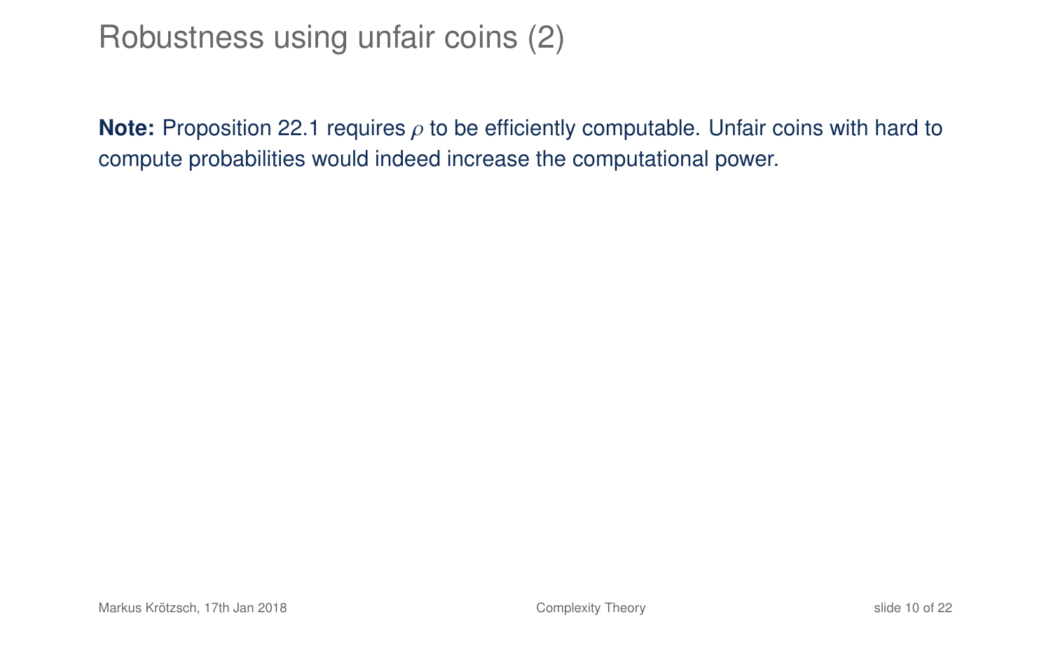# Robustness using unfair coins (2)

**Note:** Proposition 22.1 requires $\rho$ to be efficiently computable. Unfair coins with hard to compute probabilities would indeed increase the computational power.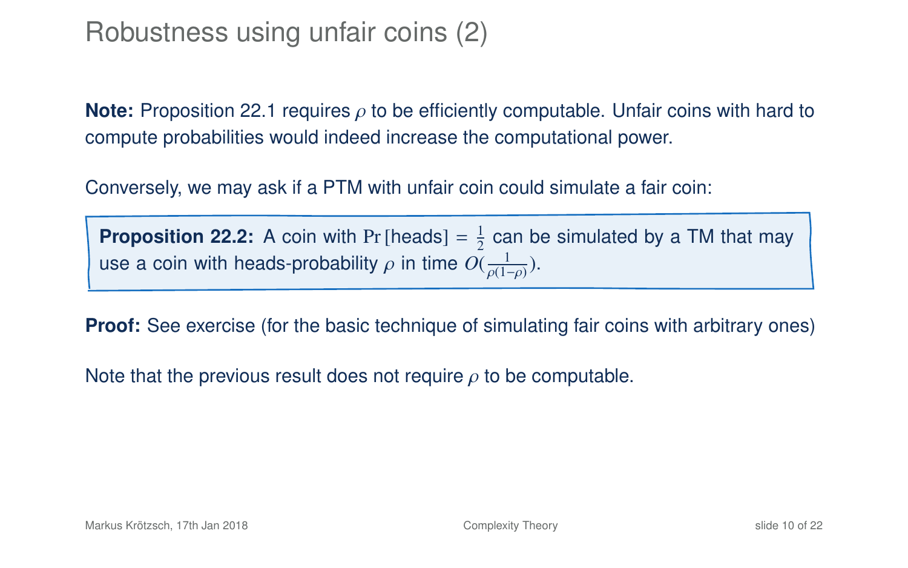# Robustness using unfair coins (2)

**Note:** Proposition 22.1 requires $\rho$ to be efficiently computable. Unfair coins with hard to compute probabilities would indeed increase the computational power.

Conversely, we may ask if a PTM with unfair coin could simulate a fair coin:

> **Proposition 22.2:** A coin with $\Pr[\text{heads}] = \frac{1}{2}$ can be simulated by a TM that may use a coin with heads-probability $\rho$ in time $O(\frac{1}{\rho(1-\rho)})$.

**Proof:** See exercise (for the basic technique of simulating fair coins with arbitrary ones)

Note that the previous result does not require $\rho$ to be computable.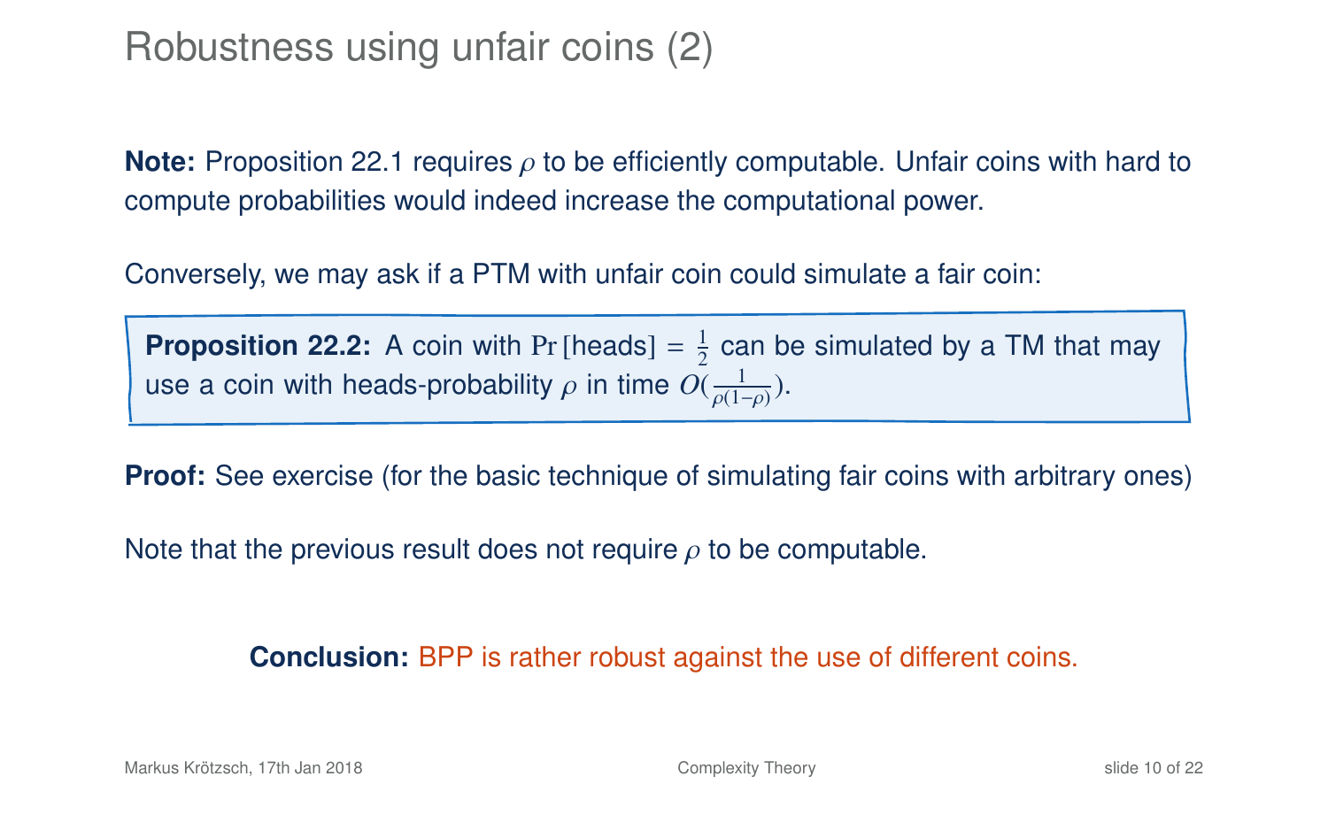# Robustness using unfair coins (2)

**Note:** Proposition 22.1 requires $\rho$ to be efficiently computable. Unfair coins with hard to compute probabilities would indeed increase the computational power.

Conversely, we may ask if a PTM with unfair coin could simulate a fair coin:

> **Proposition 22.2:** A coin with $\Pr[\text{heads}] = \frac{1}{2}$ can be simulated by a TM that may use a coin with heads-probability $\rho$ in time $O(\frac{1}{\rho(1-\rho)})$.

**Proof:** See exercise (for the basic technique of simulating fair coins with arbitrary ones)

Note that the previous result does not require $\rho$ to be computable.

**Conclusion:** BPP is rather robust against the use of different coins.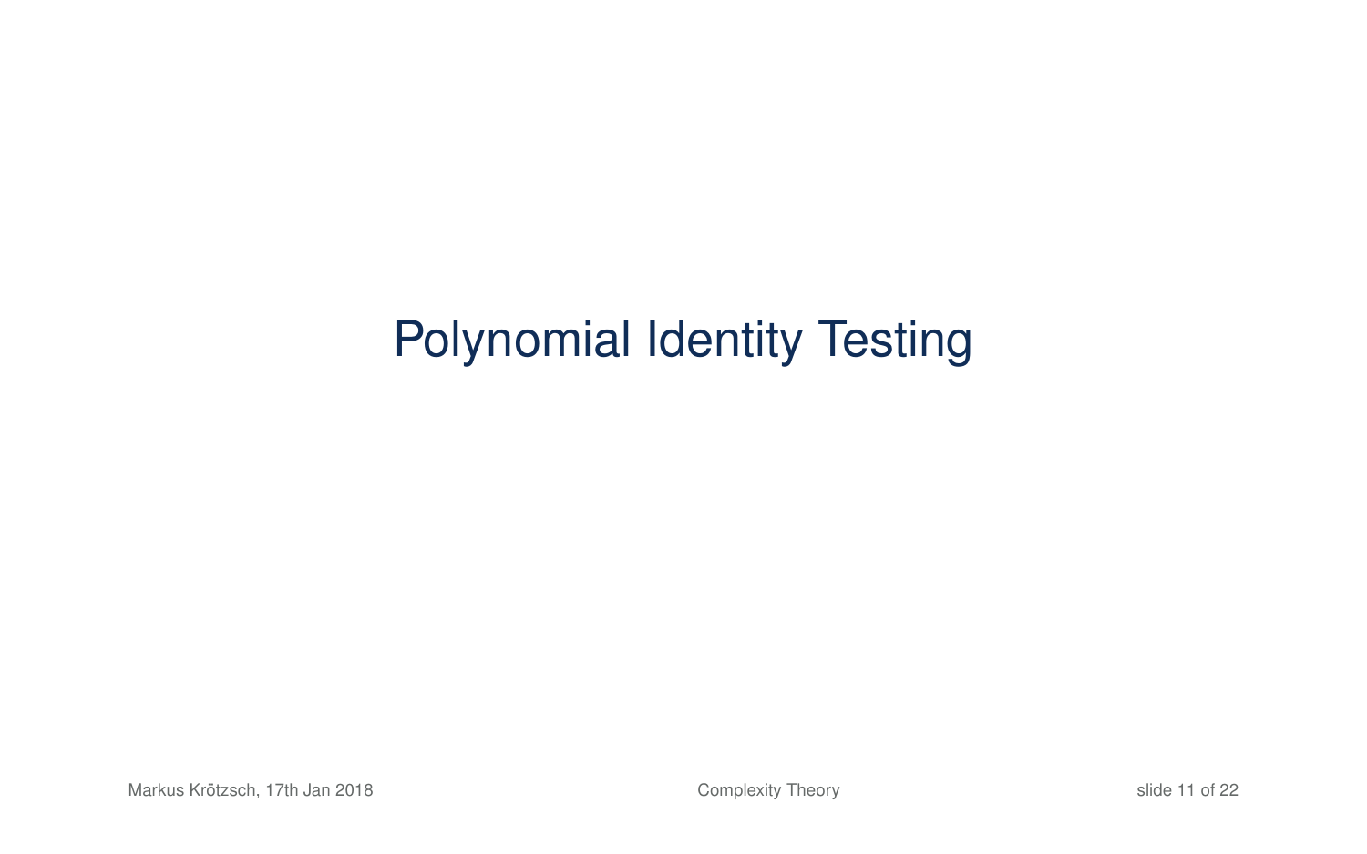# Polynomial Identity Testing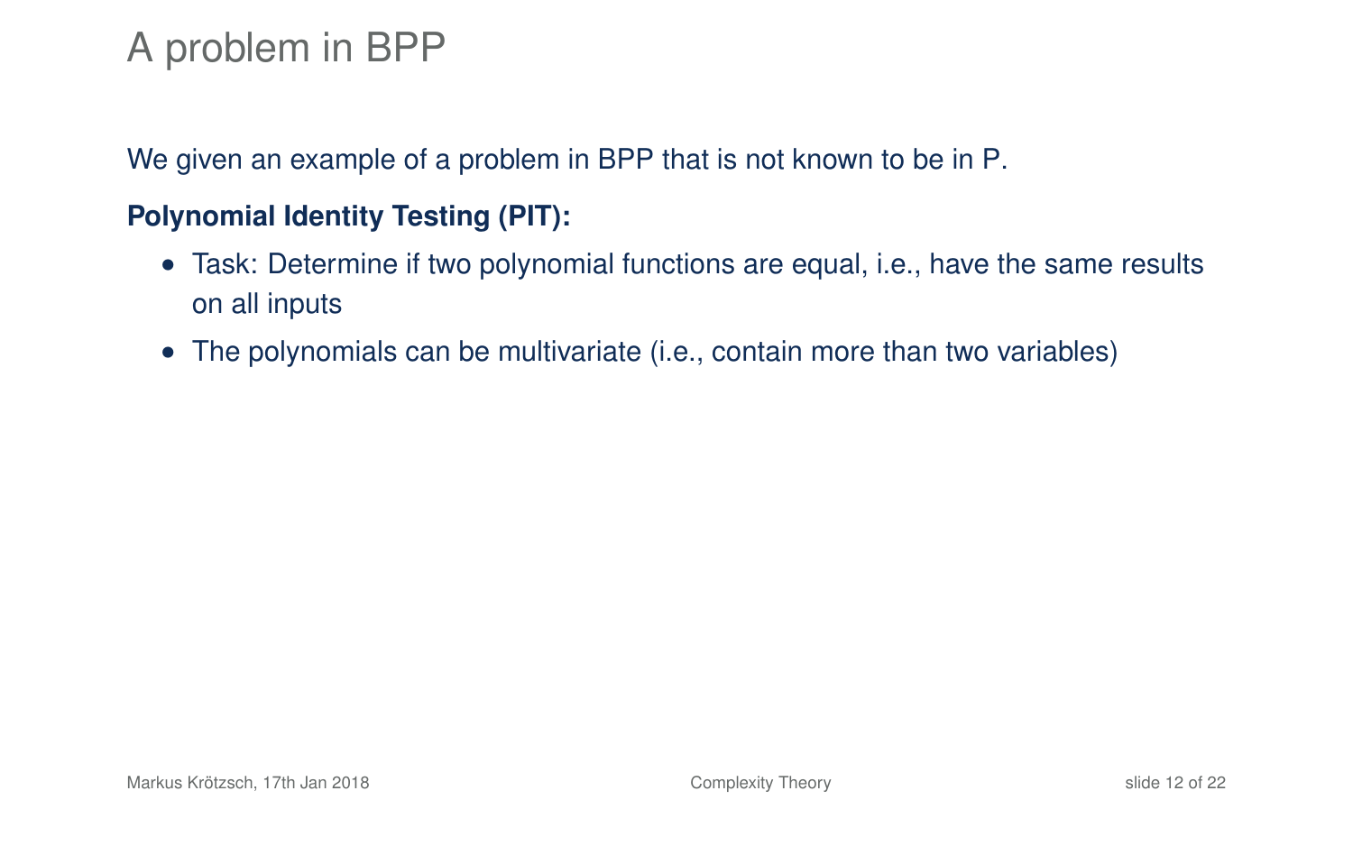# A problem in BPP

We given an example of a problem in BPP that is not known to be in P.

**Polynomial Identity Testing (PIT):**

- Task: Determine if two polynomial functions are equal, i.e., have the same results on all inputs
- The polynomials can be multivariate (i.e., contain more than two variables)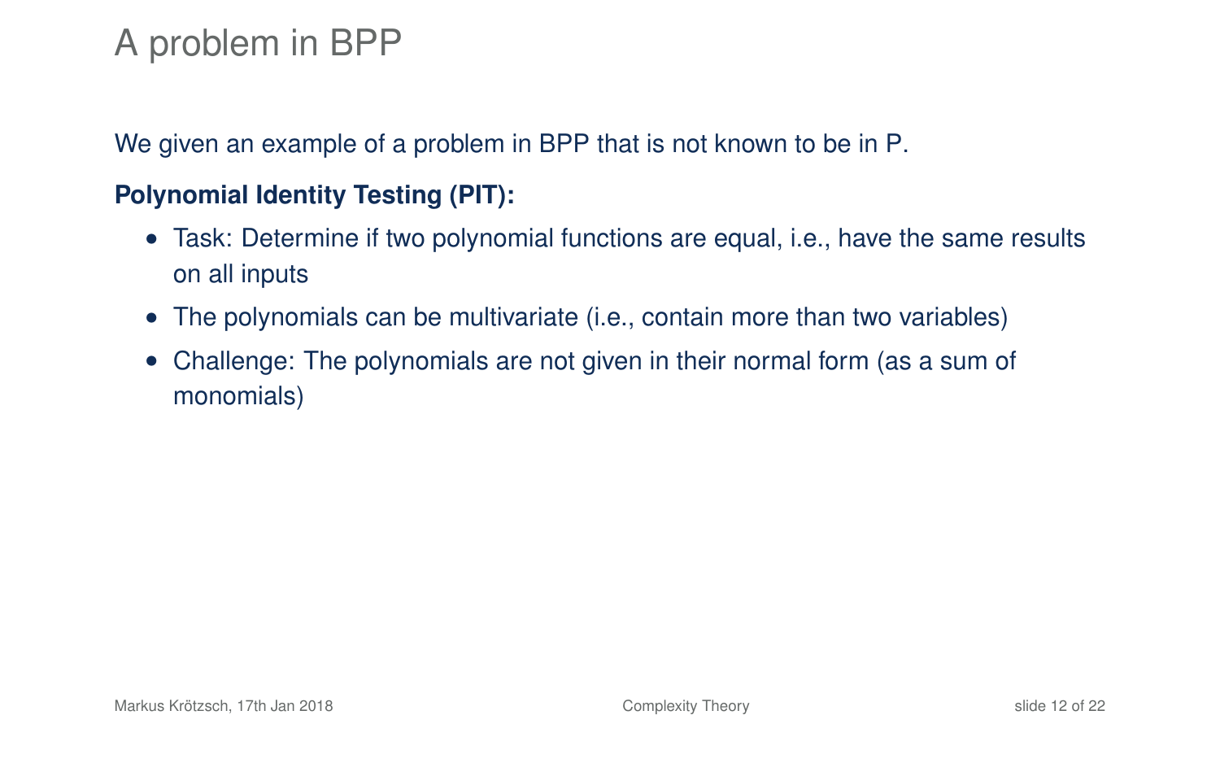# A problem in BPP

We given an example of a problem in BPP that is not known to be in P.

**Polynomial Identity Testing (PIT):**

- Task: Determine if two polynomial functions are equal, i.e., have the same results on all inputs
- The polynomials can be multivariate (i.e., contain more than two variables)
- Challenge: The polynomials are not given in their normal form (as a sum of monomials)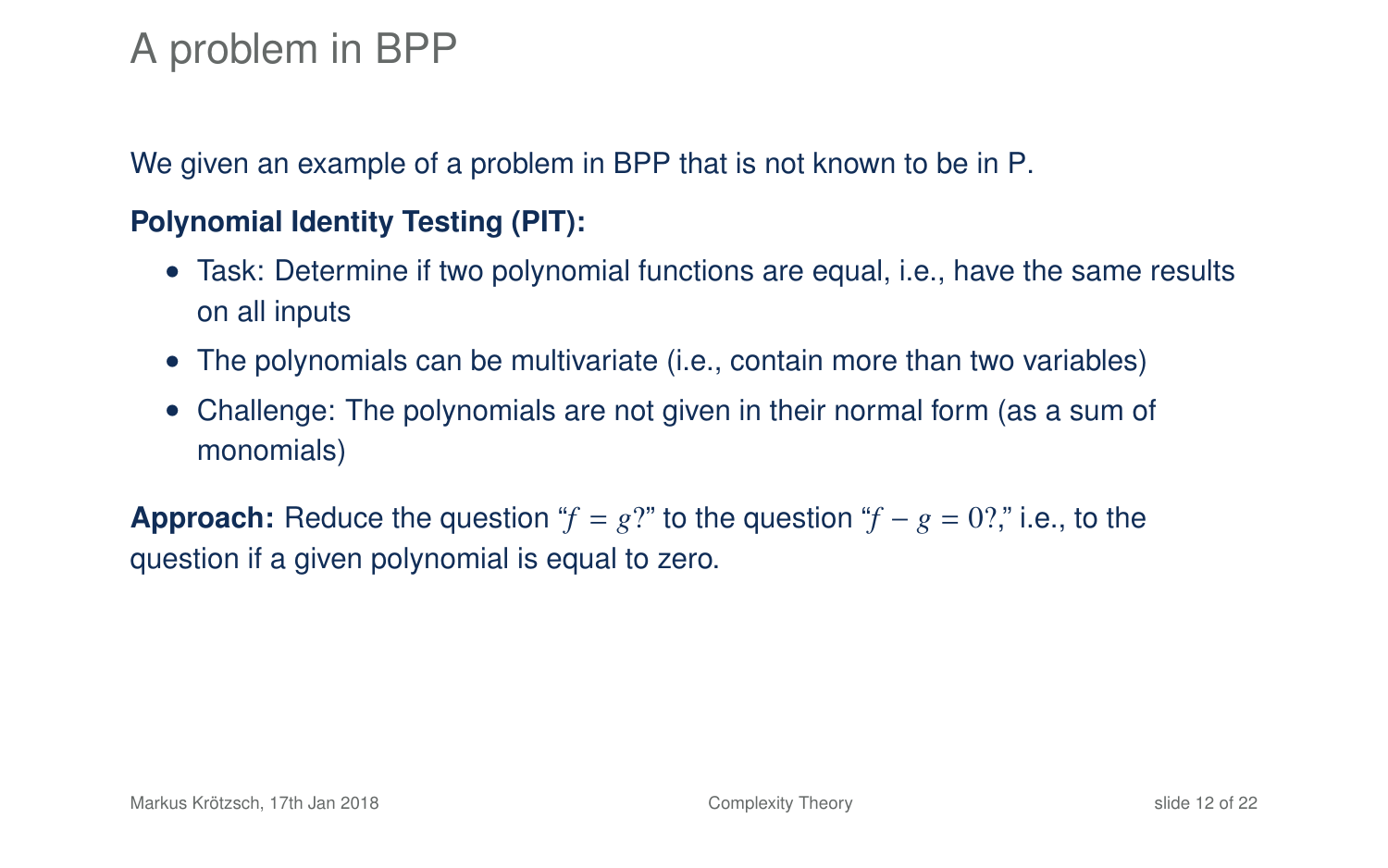# A problem in BPP

We given an example of a problem in BPP that is not known to be in P.

**Polynomial Identity Testing (PIT):**

- Task: Determine if two polynomial functions are equal, i.e., have the same results on all inputs
- The polynomials can be multivariate (i.e., contain more than two variables)
- Challenge: The polynomials are not given in their normal form (as a sum of monomials)

**Approach:** Reduce the question "$f = g$?" to the question "$f - g = 0$?," i.e., to the question if a given polynomial is equal to zero.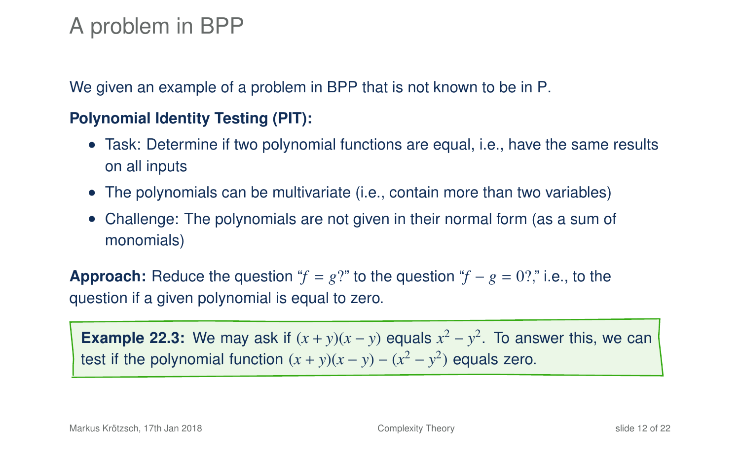# A problem in BPP

We given an example of a problem in BPP that is not known to be in P.

**Polynomial Identity Testing (PIT):**

- Task: Determine if two polynomial functions are equal, i.e., have the same results on all inputs
- The polynomials can be multivariate (i.e., contain more than two variables)
- Challenge: The polynomials are not given in their normal form (as a sum of monomials)

**Approach:** Reduce the question "$f = g$?" to the question "$f - g = 0$?," i.e., to the question if a given polynomial is equal to zero.

**Example 22.3:** We may ask if $(x + y)(x - y)$ equals $x^2 - y^2$. To answer this, we can test if the polynomial function $(x + y)(x - y) - (x^2 - y^2)$ equals zero.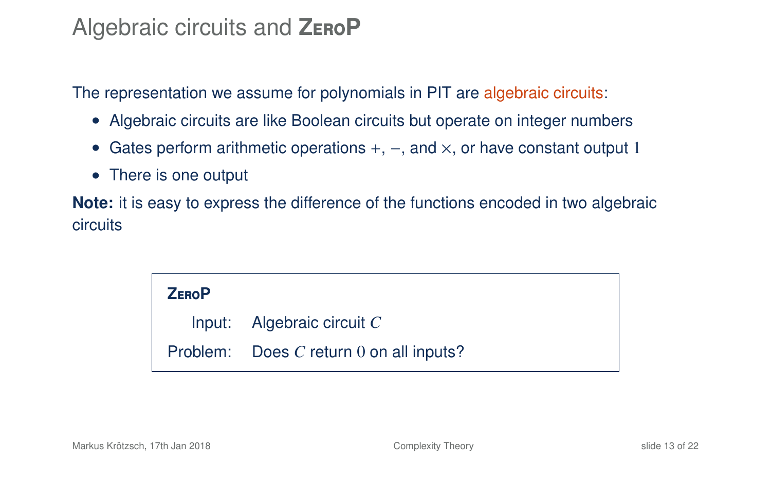# Algebraic circuits and **ZeroP**

The representation we assume for polynomials in PIT are algebraic circuits:

- Algebraic circuits are like Boolean circuits but operate on integer numbers
- Gates perform arithmetic operations $+$, $-$, and $\times$, or have constant output $1$
- There is one output

**Note:** it is easy to express the difference of the functions encoded in two algebraic circuits

| **ZeroP** | |
|---|---|
| Input: | Algebraic circuit $C$ |
| Problem: | Does $C$ return $0$ on all inputs? |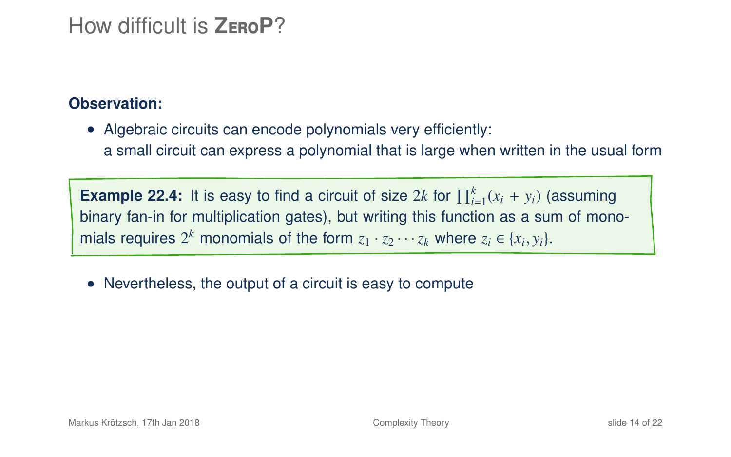# How difficult is **ZeroP**?

**Observation:**

- Algebraic circuits can encode polynomials very efficiently: a small circuit can express a polynomial that is large when written in the usual form

> **Example 22.4:** It is easy to find a circuit of size $2k$ for $\prod_{i=1}^{k}(x_i + y_i)$ (assuming binary fan-in for multiplication gates), but writing this function as a sum of monomials requires $2^k$ monomials of the form $z_1 \cdot z_2 \cdots z_k$ where $z_i \in \{x_i, y_i\}$.

- Nevertheless, the output of a circuit is easy to compute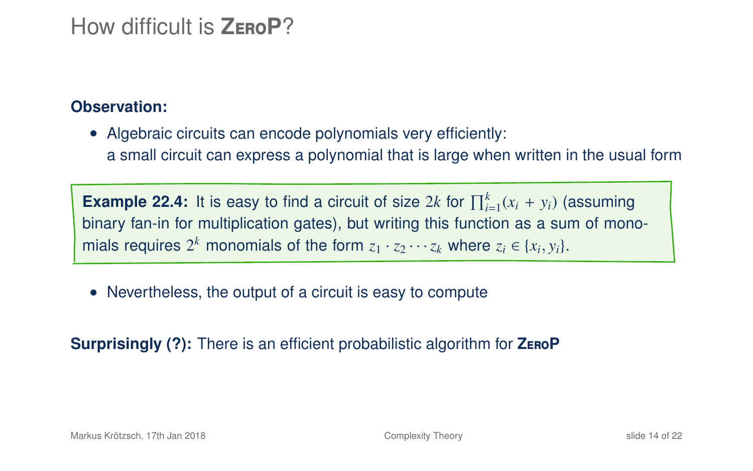# How difficult is **ZeroP**?

**Observation:**

- Algebraic circuits can encode polynomials very efficiently: a small circuit can express a polynomial that is large when written in the usual form

> **Example 22.4:** It is easy to find a circuit of size $2k$ for $\prod_{i=1}^{k}(x_i + y_i)$ (assuming binary fan-in for multiplication gates), but writing this function as a sum of monomials requires $2^k$ monomials of the form $z_1 \cdot z_2 \cdots z_k$ where $z_i \in \{x_i, y_i\}$.

- Nevertheless, the output of a circuit is easy to compute

**Surprisingly (?):** There is an efficient probabilistic algorithm for **ZeroP**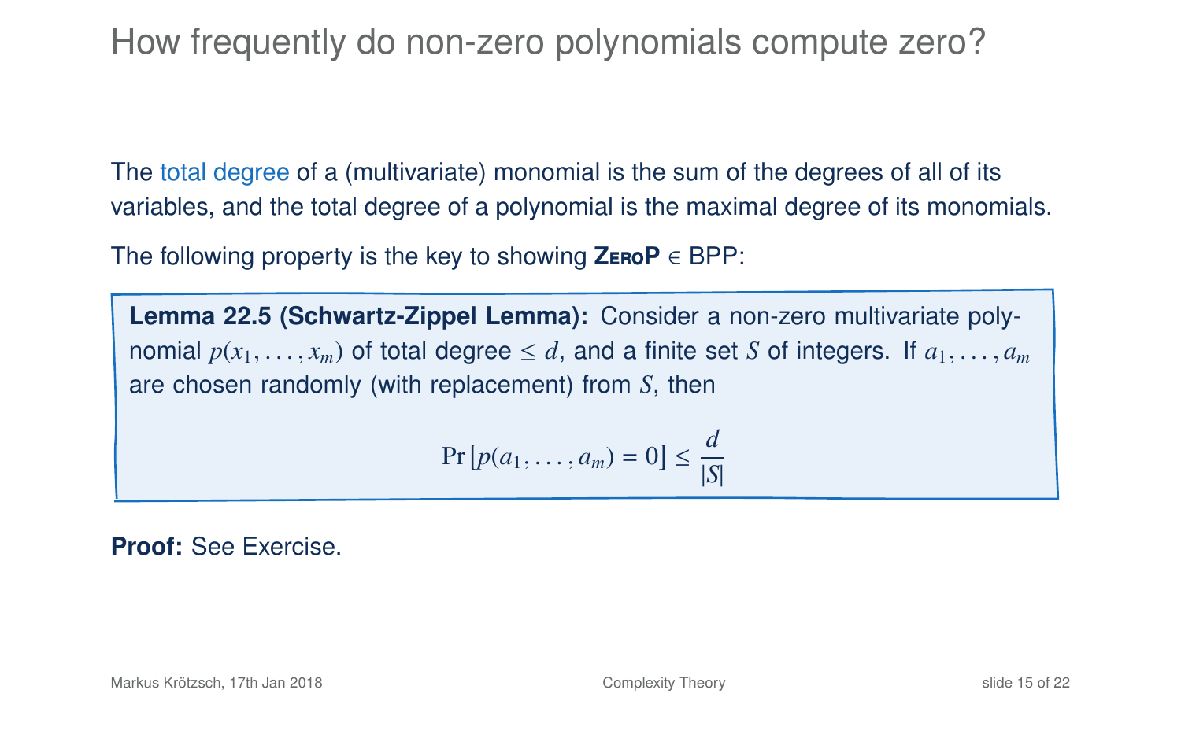# How frequently do non-zero polynomials compute zero?

The total degree of a (multivariate) monomial is the sum of the degrees of all of its variables, and the total degree of a polynomial is the maximal degree of its monomials.

The following property is the key to showing **ZeroP** $\in$ BPP:

**Lemma 22.5 (Schwartz-Zippel Lemma):** Consider a non-zero multivariate polynomial $p(x_1, \ldots, x_m)$ of total degree $\leq d$, and a finite set $S$ of integers. If $a_1, \ldots, a_m$ are chosen randomly (with replacement) from $S$, then

$$\Pr\left[p(a_1, \ldots, a_m) = 0\right] \leq \frac{d}{|S|}$$

**Proof:** See Exercise.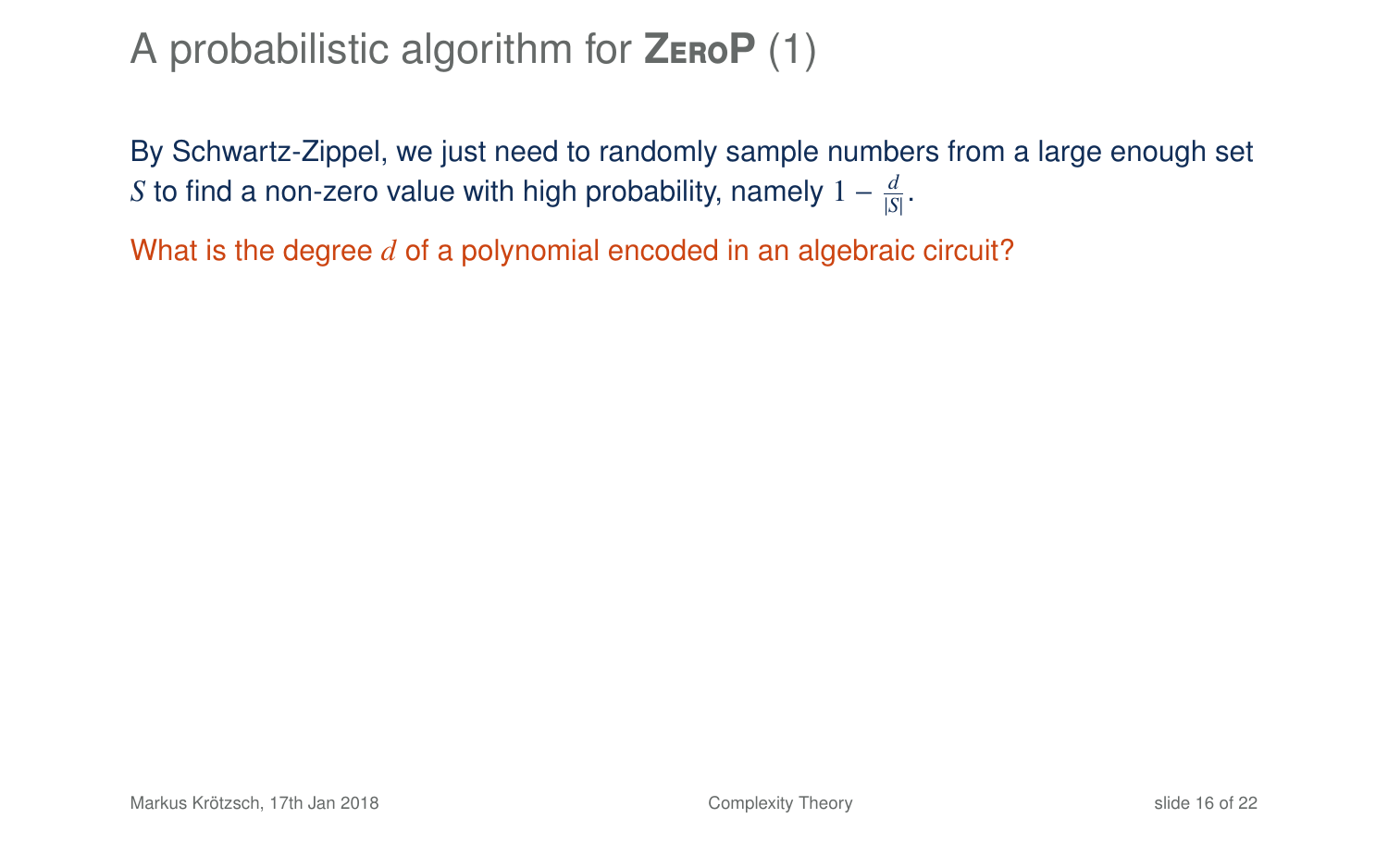# A probabilistic algorithm for **ZeroP** (1)

By Schwartz-Zippel, we just need to randomly sample numbers from a large enough set $S$ to find a non-zero value with high probability, namely $1 - \frac{d}{|S|}$.

What is the degree $d$ of a polynomial encoded in an algebraic circuit?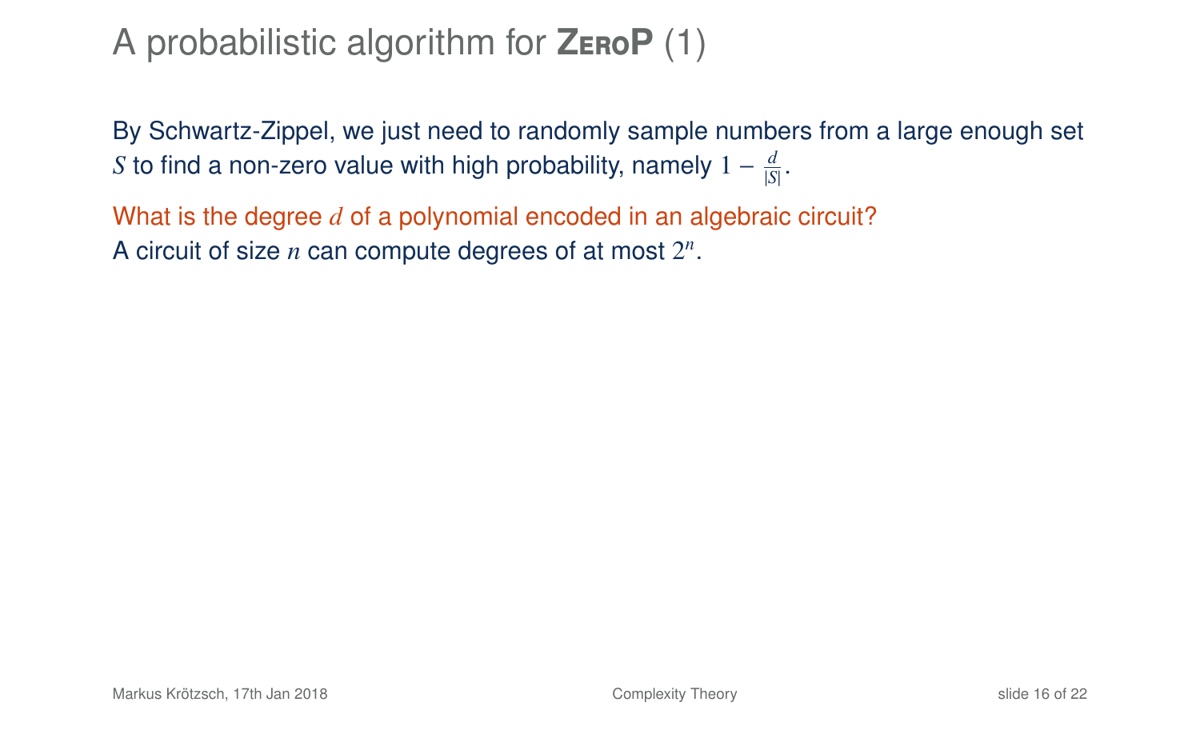# A probabilistic algorithm for **ZeroP** (1)

By Schwartz-Zippel, we just need to randomly sample numbers from a large enough set $S$ to find a non-zero value with high probability, namely $1 - \frac{d}{|S|}$.

What is the degree $d$ of a polynomial encoded in an algebraic circuit?
A circuit of size $n$ can compute degrees of at most $2^n$.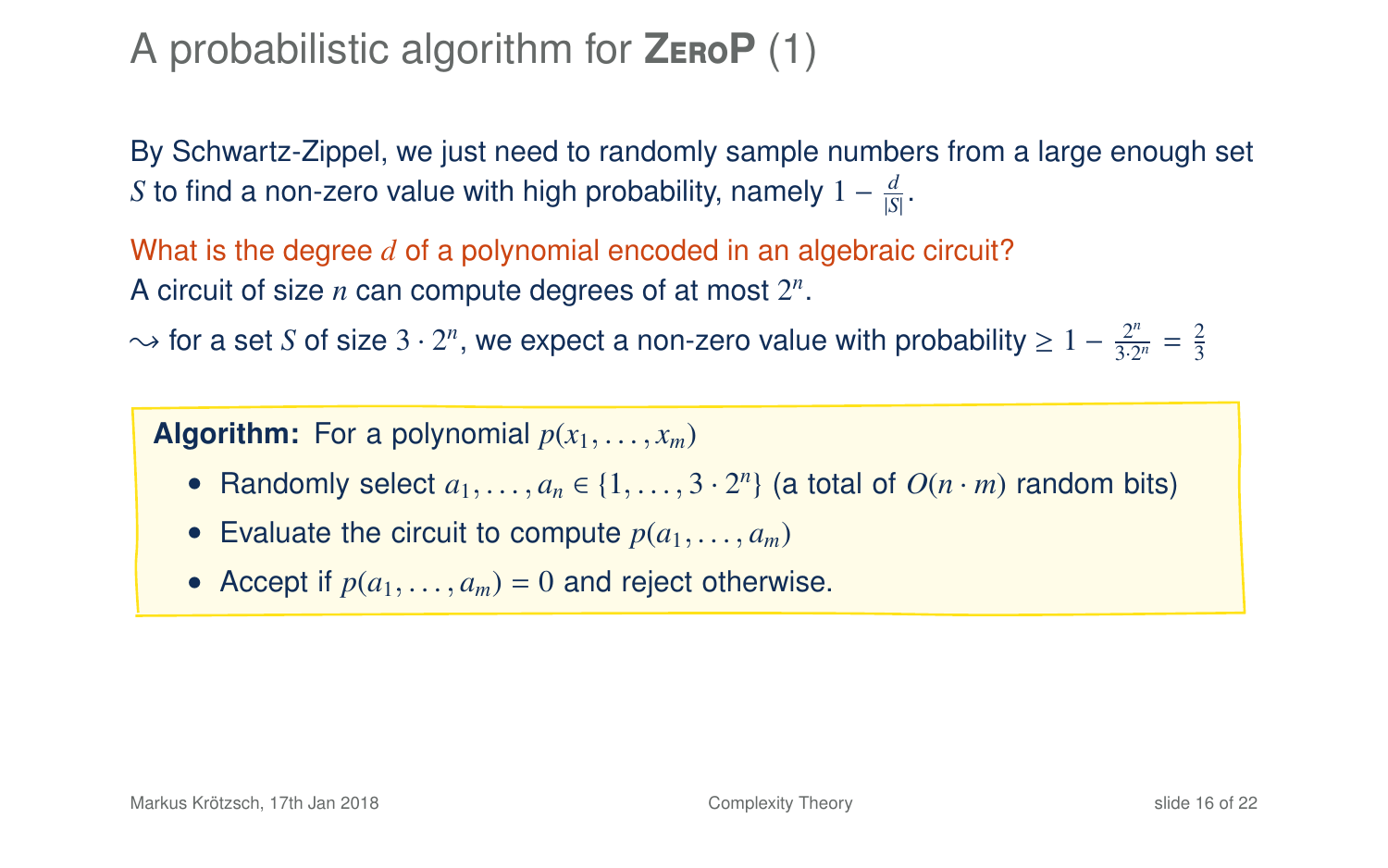# A probabilistic algorithm for **ZeroP** (1)

By Schwartz-Zippel, we just need to randomly sample numbers from a large enough set $S$ to find a non-zero value with high probability, namely $1 - \frac{d}{|S|}$.

What is the degree $d$ of a polynomial encoded in an algebraic circuit?
A circuit of size $n$ can compute degrees of at most $2^n$.

$\rightsquigarrow$ for a set $S$ of size $3 \cdot 2^n$, we expect a non-zero value with probability $\geq 1 - \frac{2^n}{3 \cdot 2^n} = \frac{2}{3}$

**Algorithm:** For a polynomial $p(x_1, \ldots, x_m)$

- Randomly select $a_1, \ldots, a_n \in \{1, \ldots, 3 \cdot 2^n\}$ (a total of $O(n \cdot m)$ random bits)
- Evaluate the circuit to compute $p(a_1, \ldots, a_m)$
- Accept if $p(a_1, \ldots, a_m) = 0$ and reject otherwise.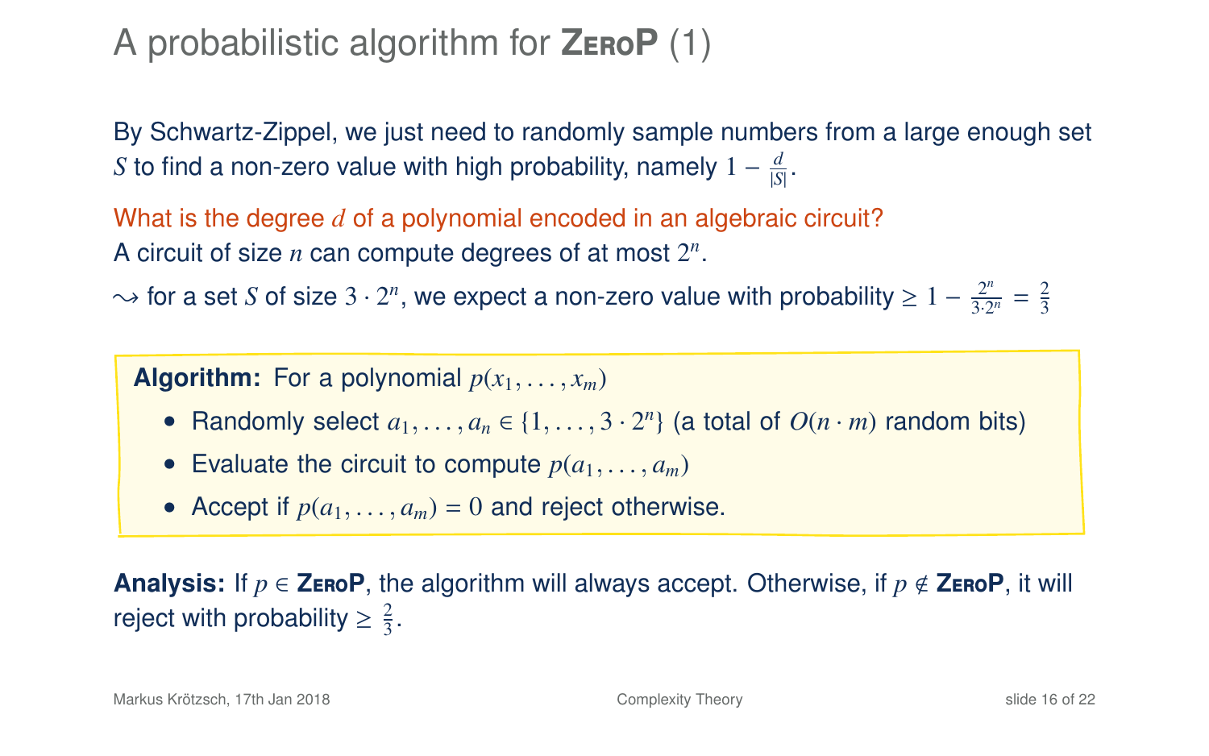# A probabilistic algorithm for **ZeroP** (1)

By Schwartz-Zippel, we just need to randomly sample numbers from a large enough set $S$ to find a non-zero value with high probability, namely $1 - \frac{d}{|S|}$.

What is the degree $d$ of a polynomial encoded in an algebraic circuit?
A circuit of size $n$ can compute degrees of at most $2^n$.

$\leadsto$ for a set $S$ of size $3 \cdot 2^n$, we expect a non-zero value with probability $\geq 1 - \frac{2^n}{3 \cdot 2^n} = \frac{2}{3}$

**Algorithm:** For a polynomial $p(x_1, \ldots, x_m)$

- Randomly select $a_1, \ldots, a_n \in \{1, \ldots, 3 \cdot 2^n\}$ (a total of $O(n \cdot m)$ random bits)
- Evaluate the circuit to compute $p(a_1, \ldots, a_m)$
- Accept if $p(a_1, \ldots, a_m) = 0$ and reject otherwise.

**Analysis:** If $p \in$ **ZeroP**, the algorithm will always accept. Otherwise, if $p \notin$ **ZeroP**, it will reject with probability $\geq \frac{2}{3}$.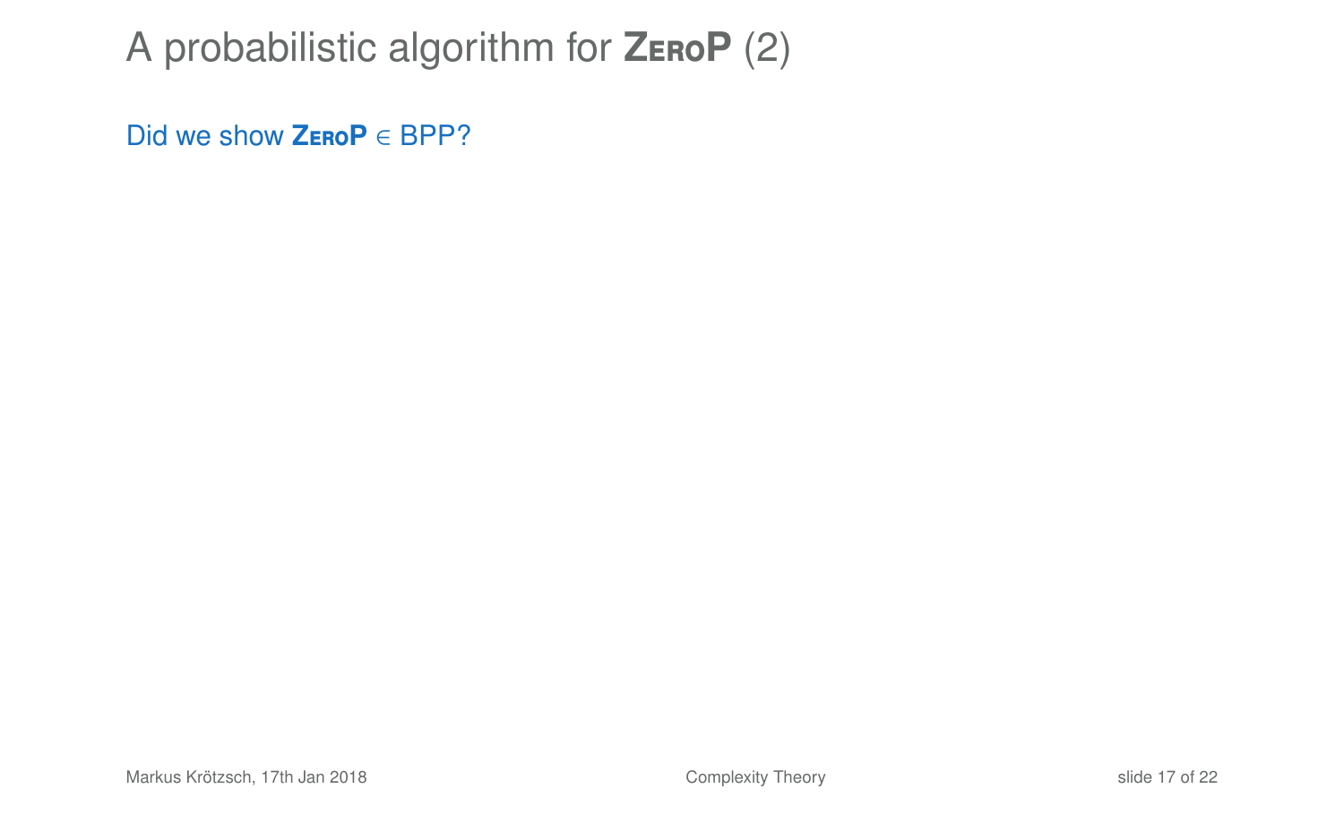# A probabilistic algorithm for **ZeroP** (2)

Did we show **ZeroP** $\in$ BPP?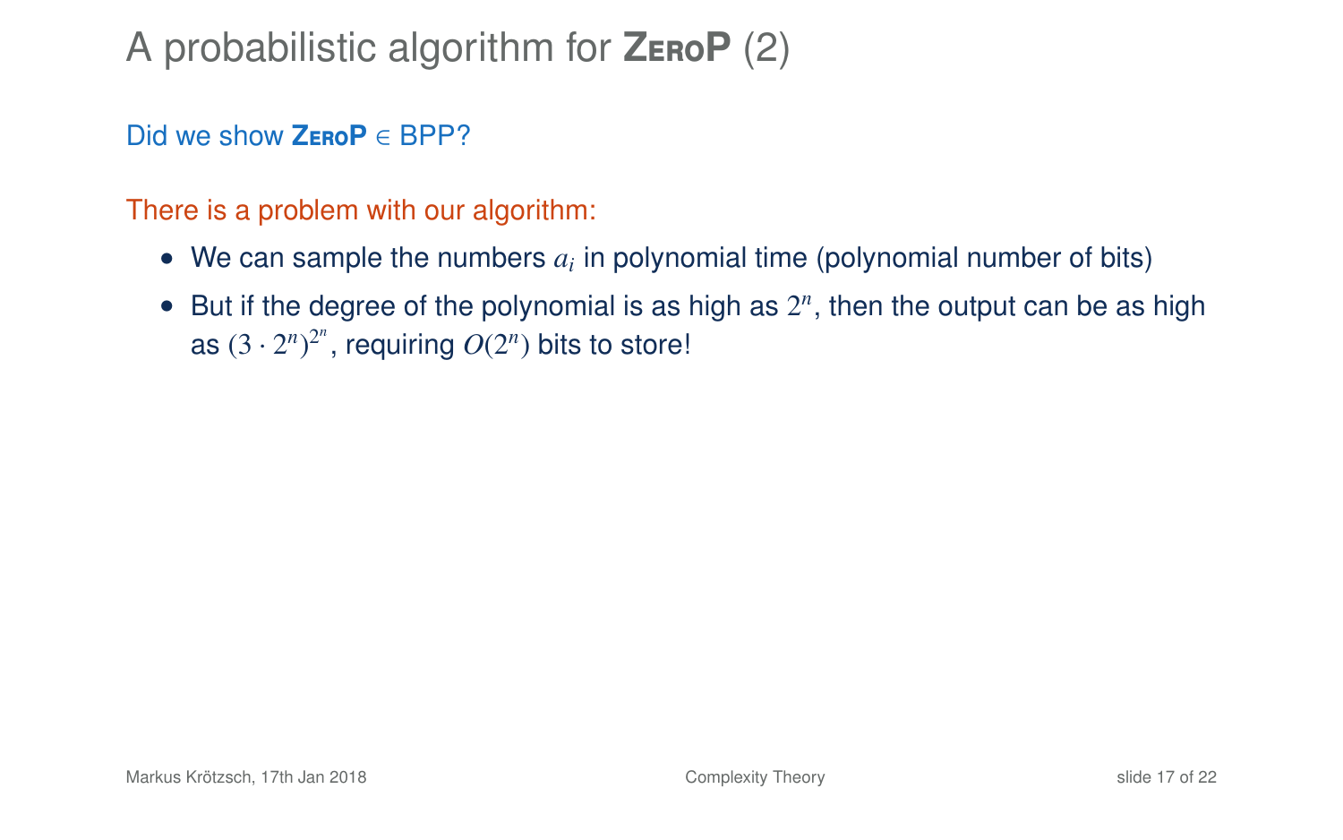# A probabilistic algorithm for **ZeroP** (2)

Did we show **ZeroP** $\in$ BPP?

There is a problem with our algorithm:

- We can sample the numbers $a_i$ in polynomial time (polynomial number of bits)
- But if the degree of the polynomial is as high as $2^n$, then the output can be as high as $(3 \cdot 2^n)^{2^n}$, requiring $O(2^n)$ bits to store!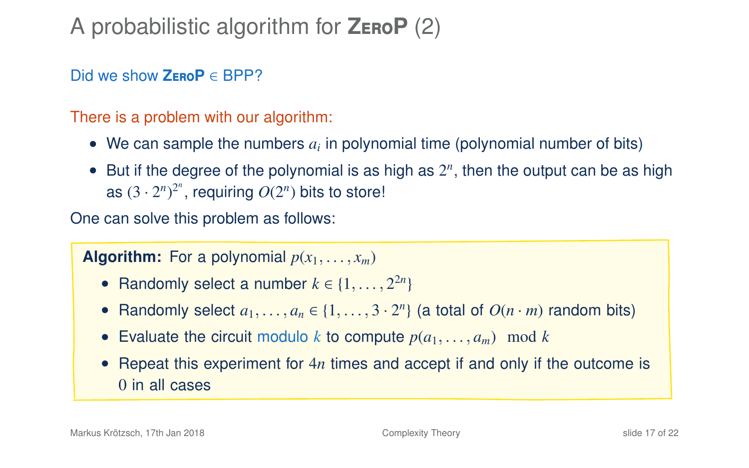# A probabilistic algorithm for **ZeroP** (2)

Did we show **ZeroP** $\in$ BPP?

There is a problem with our algorithm:

- We can sample the numbers $a_i$ in polynomial time (polynomial number of bits)
- But if the degree of the polynomial is as high as $2^n$, then the output can be as high as $(3 \cdot 2^n)^{2^n}$, requiring $O(2^n)$ bits to store!

One can solve this problem as follows:

**Algorithm:** For a polynomial $p(x_1, \ldots, x_m)$

- Randomly select a number $k \in \{1, \ldots, 2^{2n}\}$
- Randomly select $a_1, \ldots, a_n \in \{1, \ldots, 3 \cdot 2^n\}$ (a total of $O(n \cdot m)$ random bits)
- Evaluate the circuit modulo $k$ to compute $p(a_1, \ldots, a_m) \mod k$
- Repeat this experiment for $4n$ times and accept if and only if the outcome is $0$ in all cases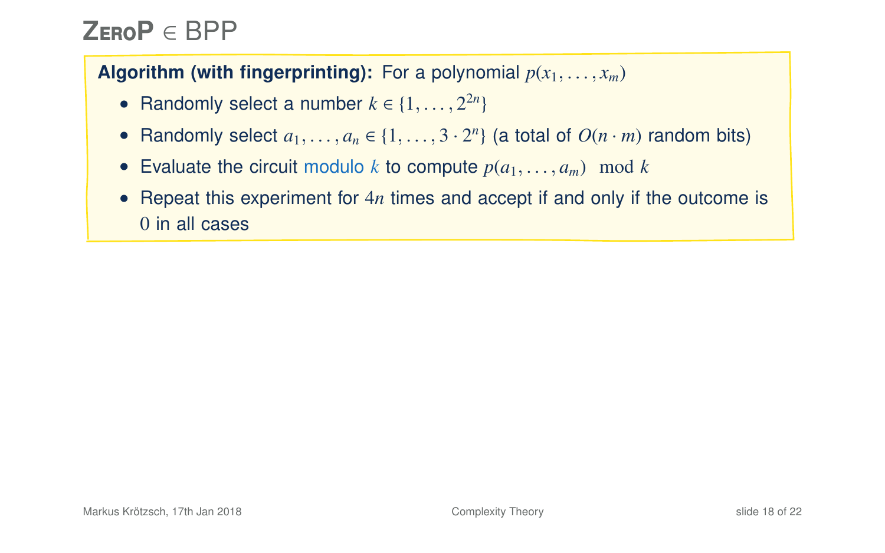# ZeroP $\in$ BPP

**Algorithm (with fingerprinting):** For a polynomial $p(x_1, \ldots, x_m)$

- Randomly select a number $k \in \{1, \ldots, 2^{2n}\}$
- Randomly select $a_1, \ldots, a_n \in \{1, \ldots, 3 \cdot 2^n\}$ (a total of $O(n \cdot m)$ random bits)
- Evaluate the circuit modulo $k$ to compute $p(a_1, \ldots, a_m) \mod k$
- Repeat this experiment for $4n$ times and accept if and only if the outcome is $0$ in all cases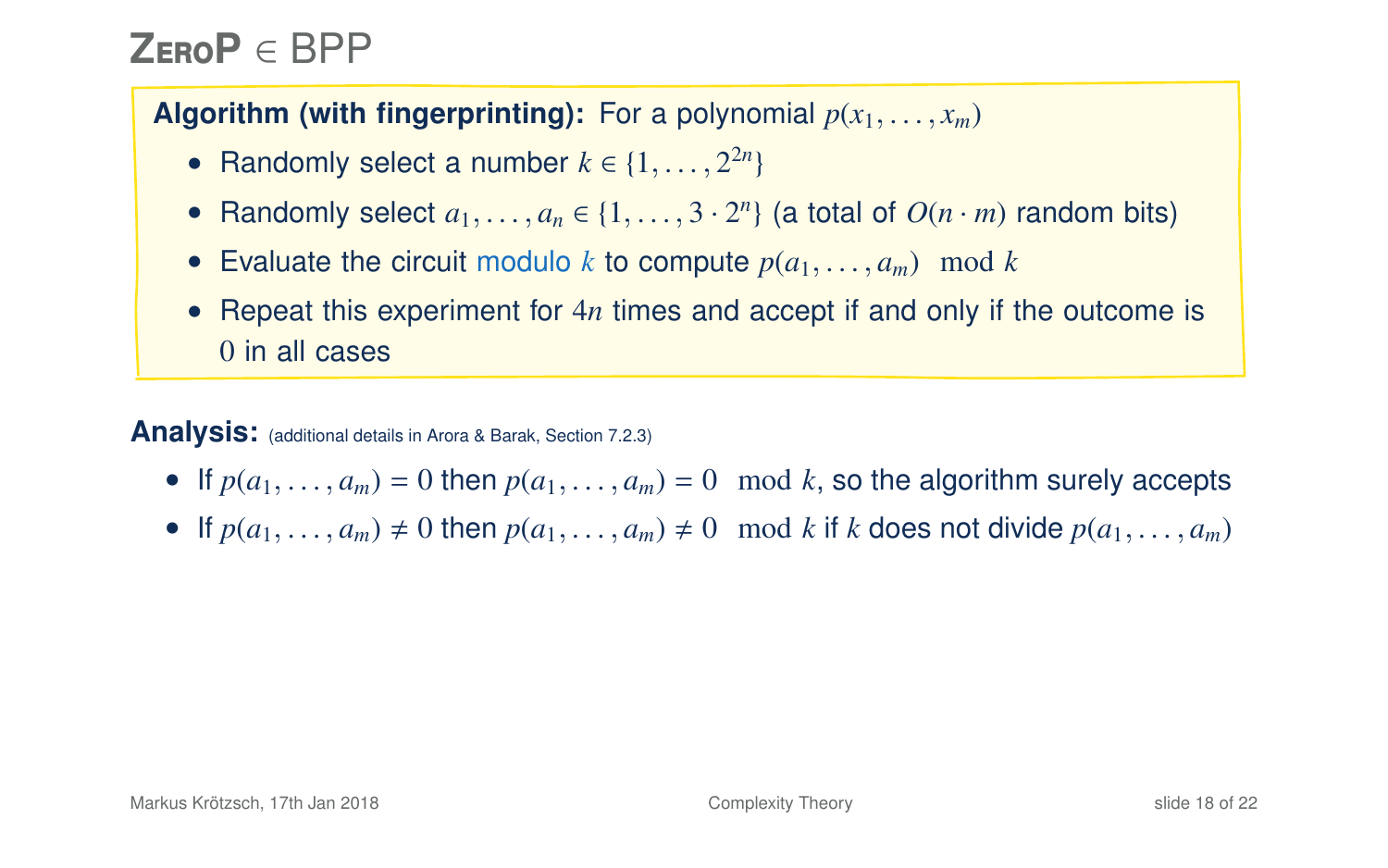# ZeroP $\in$ BPP

**Algorithm (with fingerprinting):** For a polynomial $p(x_1, \ldots, x_m)$

- Randomly select a number $k \in \{1, \ldots, 2^{2n}\}$
- Randomly select $a_1, \ldots, a_n \in \{1, \ldots, 3 \cdot 2^n\}$ (a total of $O(n \cdot m)$ random bits)
- Evaluate the circuit modulo $k$ to compute $p(a_1, \ldots, a_m) \mod k$
- Repeat this experiment for $4n$ times and accept if and only if the outcome is $0$ in all cases

**Analysis:** (additional details in Arora & Barak, Section 7.2.3)

- If $p(a_1, \ldots, a_m) = 0$ then $p(a_1, \ldots, a_m) = 0 \mod k$, so the algorithm surely accepts
- If $p(a_1, \ldots, a_m) \neq 0$ then $p(a_1, \ldots, a_m) \neq 0 \mod k$ if $k$ does not divide $p(a_1, \ldots, a_m)$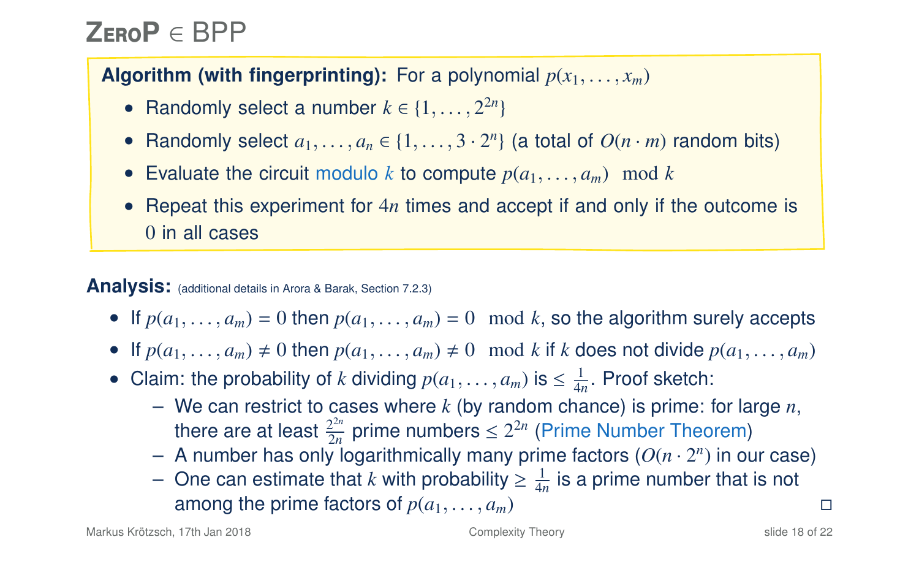# ZeroP $\in$ BPP

**Algorithm (with fingerprinting):** For a polynomial $p(x_1, \ldots, x_m)$

- Randomly select a number $k \in \{1, \ldots, 2^{2n}\}$
- Randomly select $a_1, \ldots, a_n \in \{1, \ldots, 3 \cdot 2^n\}$ (a total of $O(n \cdot m)$ random bits)
- Evaluate the circuit modulo $k$ to compute $p(a_1, \ldots, a_m) \mod k$
- Repeat this experiment for $4n$ times and accept if and only if the outcome is $0$ in all cases

**Analysis:** (additional details in Arora & Barak, Section 7.2.3)

- If $p(a_1, \ldots, a_m) = 0$ then $p(a_1, \ldots, a_m) = 0 \mod k$, so the algorithm surely accepts
- If $p(a_1, \ldots, a_m) \neq 0$ then $p(a_1, \ldots, a_m) \neq 0 \mod k$ if $k$ does not divide $p(a_1, \ldots, a_m)$
- Claim: the probability of $k$ dividing $p(a_1, \ldots, a_m)$ is $\leq \frac{1}{4n}$. Proof sketch:
  - We can restrict to cases where $k$ (by random chance) is prime: for large $n$, there are at least $\frac{2^{2n}}{2n}$ prime numbers $\leq 2^{2n}$ (Prime Number Theorem)
  - A number has only logarithmically many prime factors ($O(n \cdot 2^n)$ in our case)
  - One can estimate that $k$ with probability $\geq \frac{1}{4n}$ is a prime number that is not among the prime factors of $p(a_1, \ldots, a_m)$ □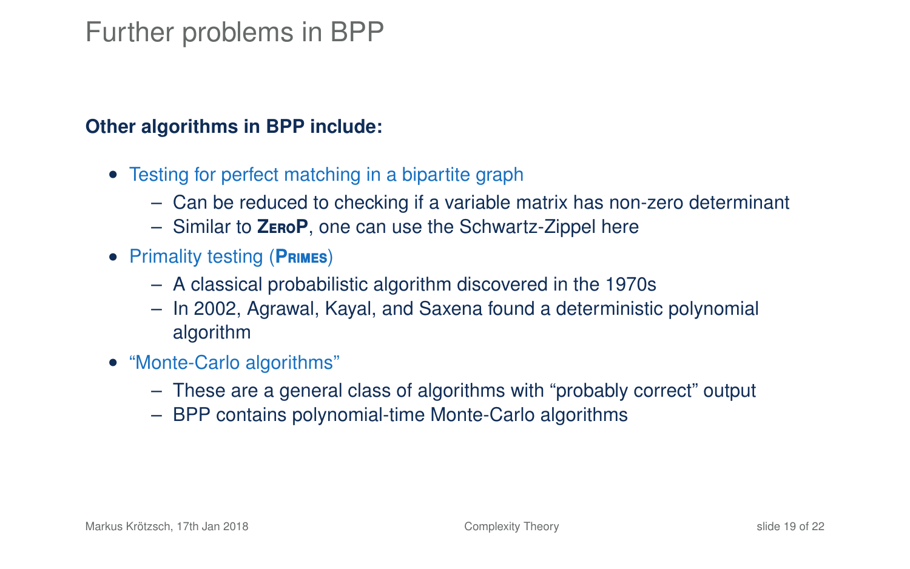# Further problems in BPP

**Other algorithms in BPP include:**

- Testing for perfect matching in a bipartite graph
  - Can be reduced to checking if a variable matrix has non-zero determinant
  - Similar to **ZeroP**, one can use the Schwartz-Zippel here
- Primality testing (**Primes**)
  - A classical probabilistic algorithm discovered in the 1970s
  - In 2002, Agrawal, Kayal, and Saxena found a deterministic polynomial algorithm
- "Monte-Carlo algorithms"
  - These are a general class of algorithms with "probably correct" output
  - BPP contains polynomial-time Monte-Carlo algorithms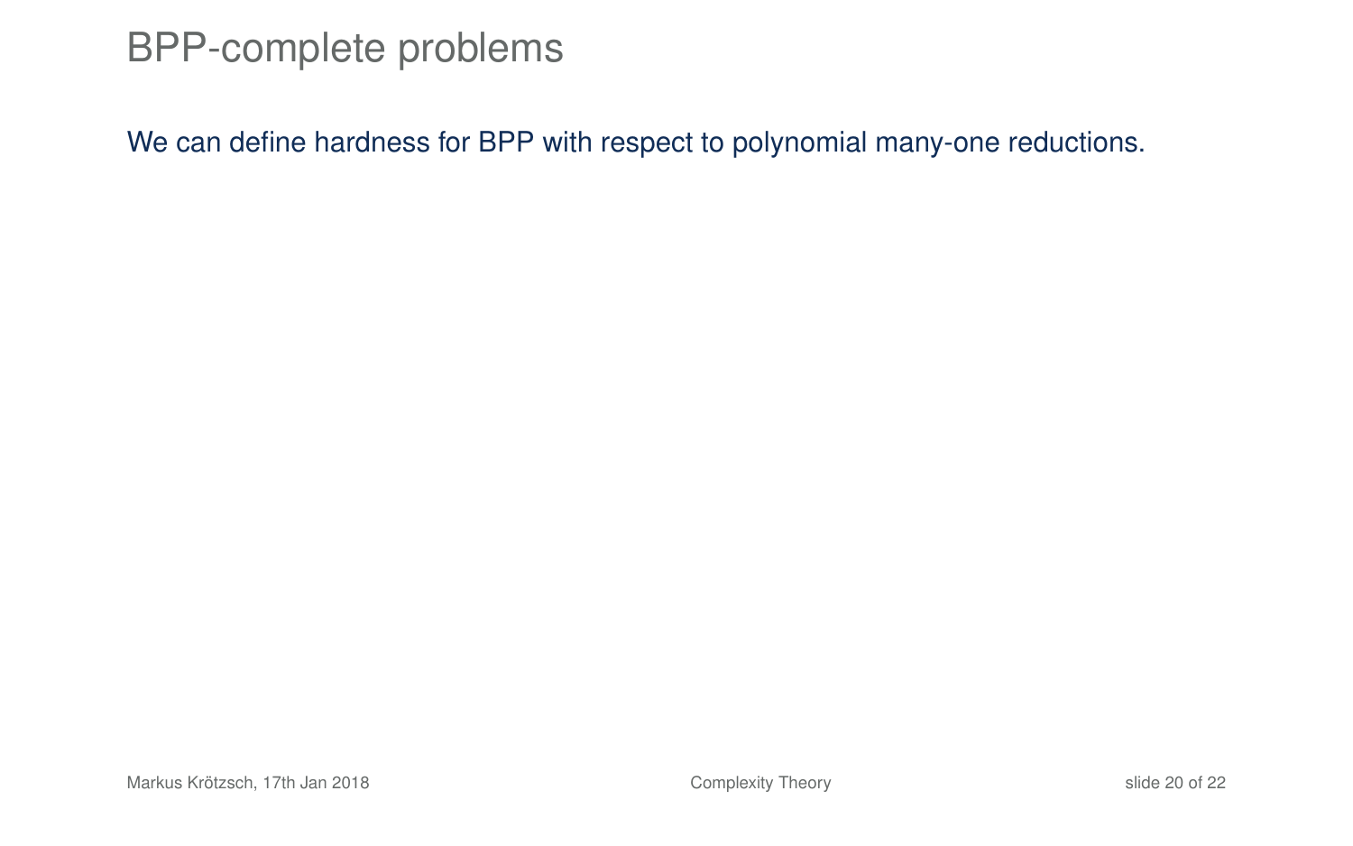# BPP-complete problems

We can define hardness for BPP with respect to polynomial many-one reductions.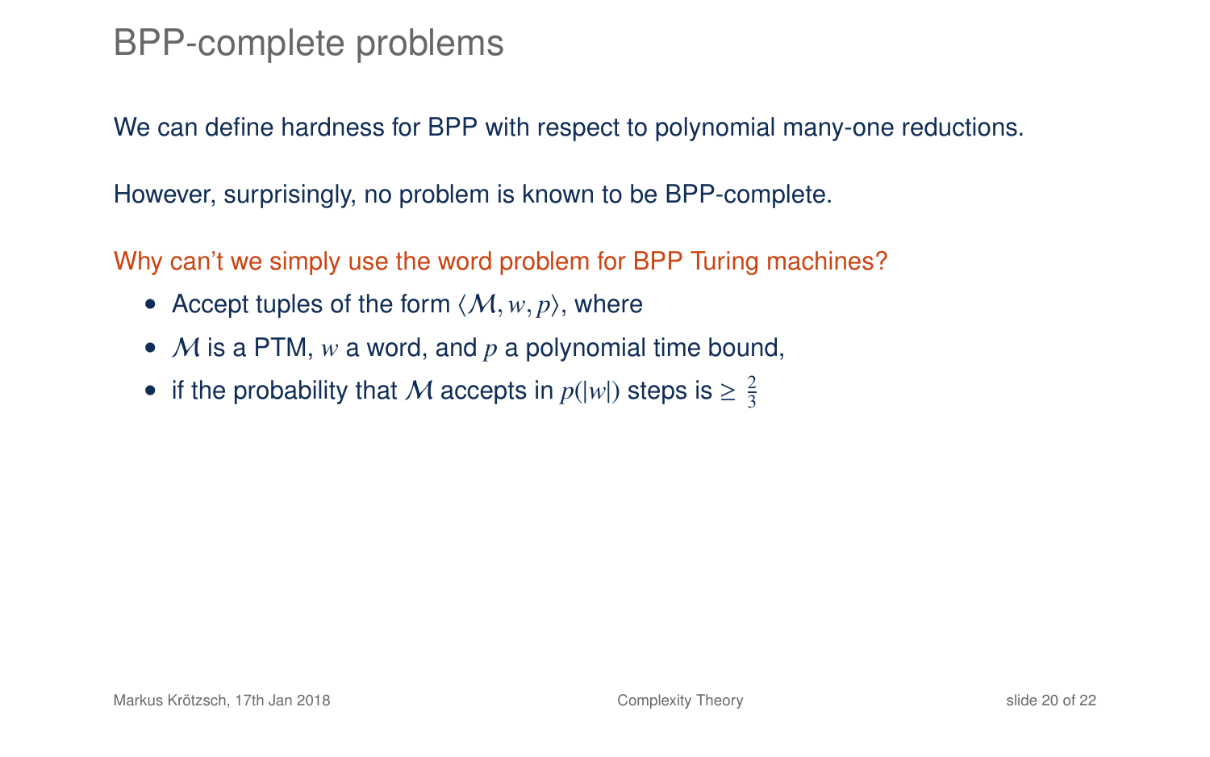# BPP-complete problems

We can define hardness for BPP with respect to polynomial many-one reductions.

However, surprisingly, no problem is known to be BPP-complete.

Why can't we simply use the word problem for BPP Turing machines?

- Accept tuples of the form $\langle \mathcal{M}, w, p \rangle$, where
- $\mathcal{M}$ is a PTM, $w$ a word, and $p$ a polynomial time bound,
- if the probability that $\mathcal{M}$ accepts in $p(|w|)$ steps is $\geq \frac{2}{3}$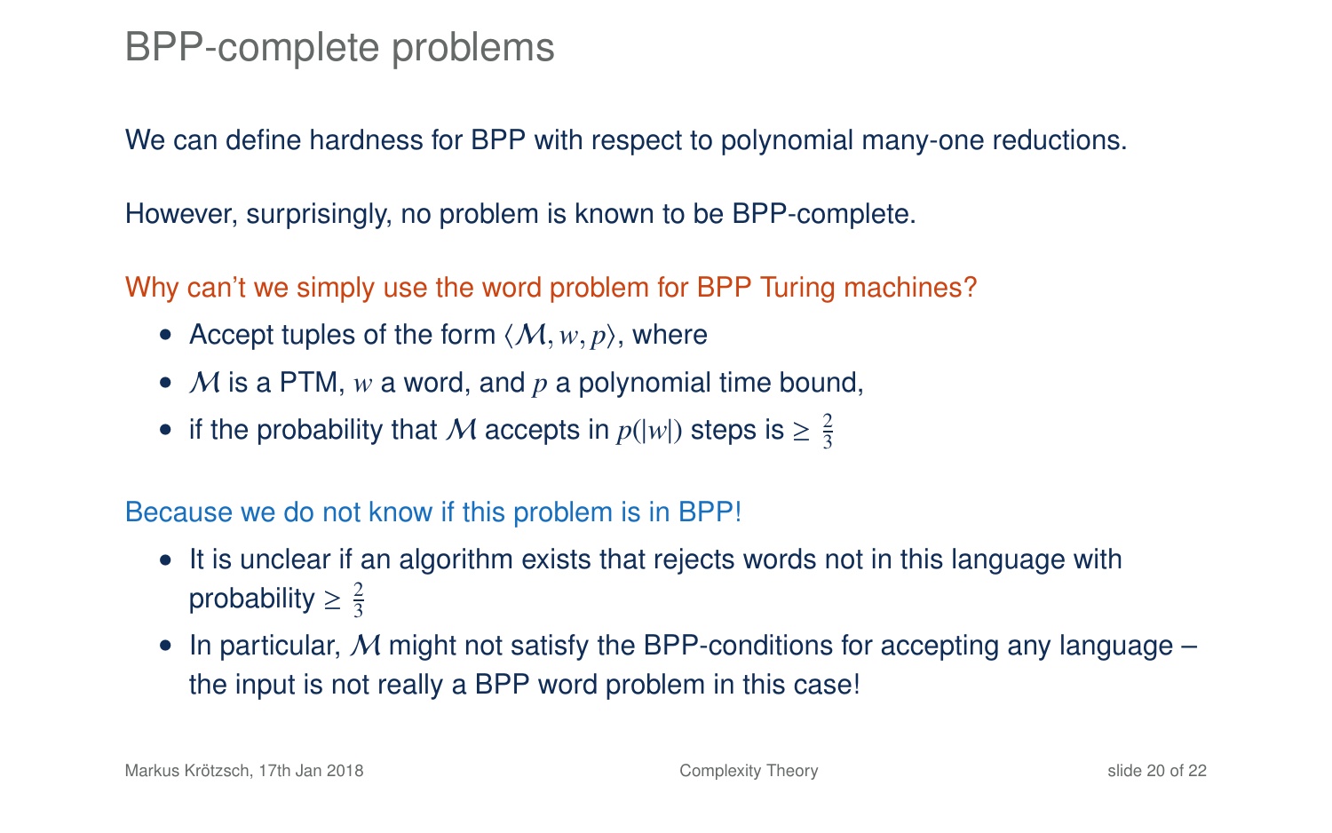# BPP-complete problems

We can define hardness for BPP with respect to polynomial many-one reductions.

However, surprisingly, no problem is known to be BPP-complete.

Why can't we simply use the word problem for BPP Turing machines?

- Accept tuples of the form $\langle \mathcal{M}, w, p \rangle$, where
- $\mathcal{M}$ is a PTM, $w$ a word, and $p$ a polynomial time bound,
- if the probability that $\mathcal{M}$ accepts in $p(|w|)$ steps is $\geq \frac{2}{3}$

Because we do not know if this problem is in BPP!

- It is unclear if an algorithm exists that rejects words not in this language with probability $\geq \frac{2}{3}$
- In particular, $\mathcal{M}$ might not satisfy the BPP-conditions for accepting any language – the input is not really a BPP word problem in this case!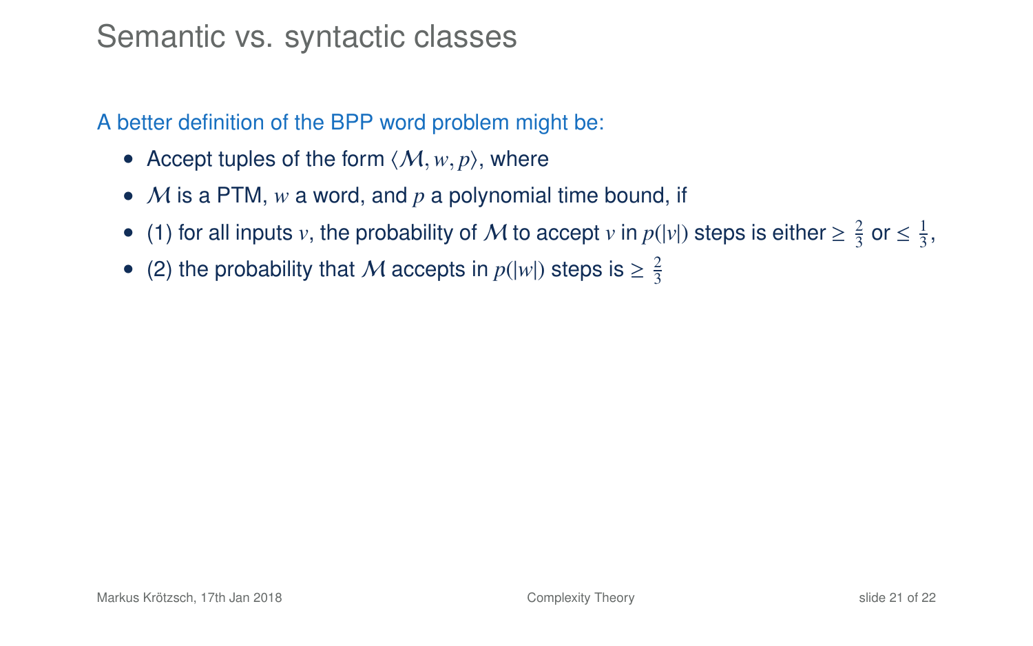# Semantic vs. syntactic classes

A better definition of the BPP word problem might be:

- Accept tuples of the form $\langle \mathcal{M}, w, p \rangle$, where
- $\mathcal{M}$ is a PTM, $w$ a word, and $p$ a polynomial time bound, if
- (1) for all inputs $v$, the probability of $\mathcal{M}$ to accept $v$ in $p(|v|)$ steps is either $\geq \frac{2}{3}$ or $\leq \frac{1}{3}$,
- (2) the probability that $\mathcal{M}$ accepts in $p(|w|)$ steps is $\geq \frac{2}{3}$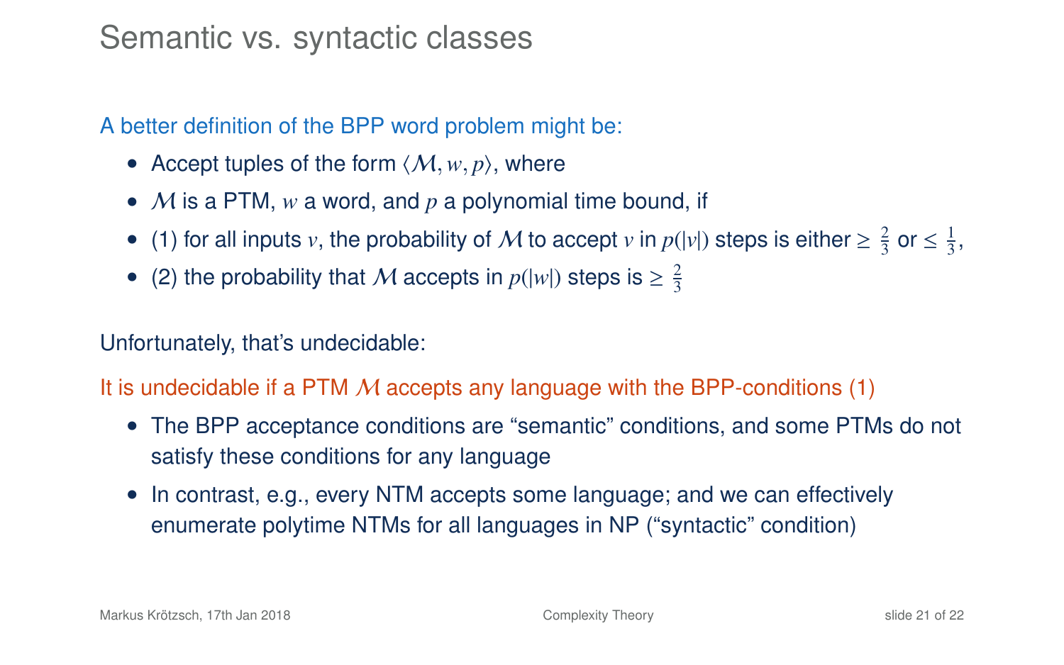# Semantic vs. syntactic classes

A better definition of the BPP word problem might be:

- Accept tuples of the form $\langle \mathcal{M}, w, p \rangle$, where
- $\mathcal{M}$ is a PTM, $w$ a word, and $p$ a polynomial time bound, if
- (1) for all inputs $v$, the probability of $\mathcal{M}$ to accept $v$ in $p(|v|)$ steps is either $\geq \frac{2}{3}$ or $\leq \frac{1}{3}$,
- (2) the probability that $\mathcal{M}$ accepts in $p(|w|)$ steps is $\geq \frac{2}{3}$

Unfortunately, that's undecidable:

It is undecidable if a PTM $\mathcal{M}$ accepts any language with the BPP-conditions (1)

- The BPP acceptance conditions are "semantic" conditions, and some PTMs do not satisfy these conditions for any language
- In contrast, e.g., every NTM accepts some language; and we can effectively enumerate polytime NTMs for all languages in NP ("syntactic" condition)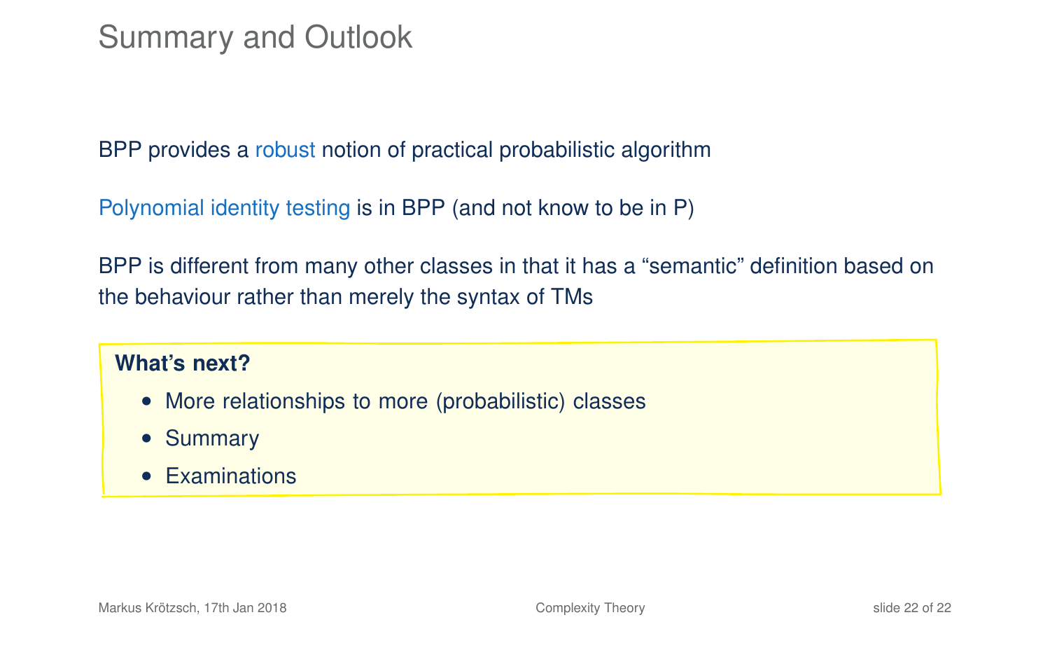# Summary and Outlook

BPP provides a robust notion of practical probabilistic algorithm

Polynomial identity testing is in BPP (and not know to be in P)

BPP is different from many other classes in that it has a “semantic” definition based on the behaviour rather than merely the syntax of TMs

**What’s next?**

- More relationships to more (probabilistic) classes
- Summary
- Examinations